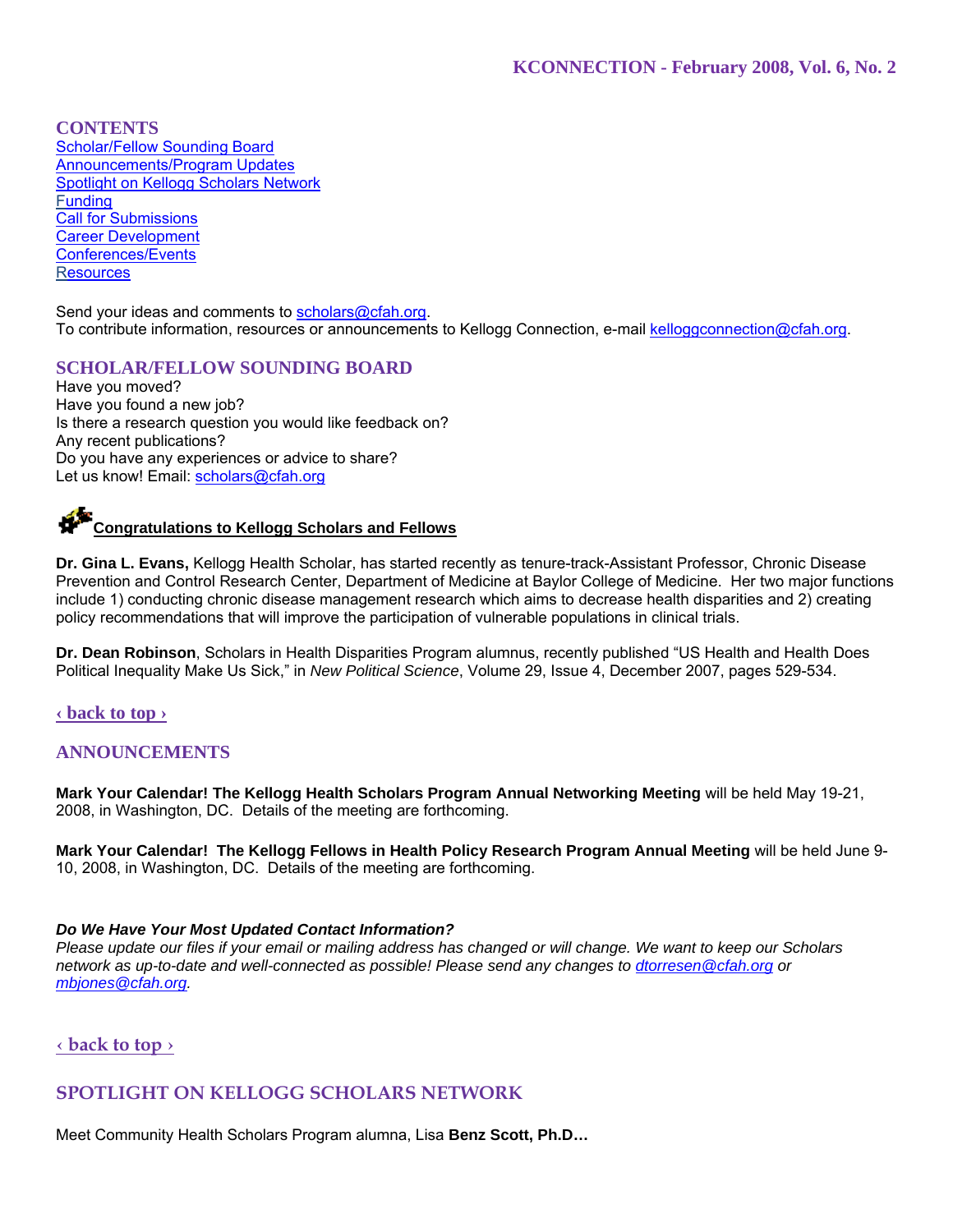# KCONNECTION - February 2008, Vol. 6, No. 2

## CONTENTS

- Scholar/Fellow Sounding Board
- Announcements/Program Updates
- Spotlight on Kellogg Scholars Network
- Funding
- Call for Submissions
- Career Development
- Conferences/Events
- Resources

Send your ideas and comments to scholars@cfah.org.
To contribute information, resources or announcements to Kellogg Connection, e-mail kelloggconnection@cfah.org.

## SCHOLAR/FELLOW SOUNDING BOARD

Have you moved?
Have you found a new job?
Is there a research question you would like feedback on?
Any recent publications?
Do you have any experiences or advice to share?
Let us know! Email: scholars@cfah.org

### Congratulations to Kellogg Scholars and Fellows

**Dr. Gina L. Evans,** Kellogg Health Scholar, has started recently as tenure-track-Assistant Professor, Chronic Disease Prevention and Control Research Center, Department of Medicine at Baylor College of Medicine. Her two major functions include 1) conducting chronic disease management research which aims to decrease health disparities and 2) creating policy recommendations that will improve the participation of vulnerable populations in clinical trials.

**Dr. Dean Robinson**, Scholars in Health Disparities Program alumnus, recently published "US Health and Health Does Political Inequality Make Us Sick," in *New Political Science*, Volume 29, Issue 4, December 2007, pages 529-534.

‹ back to top ›

## ANNOUNCEMENTS

**Mark Your Calendar! The Kellogg Health Scholars Program Annual Networking Meeting** will be held May 19-21, 2008, in Washington, DC. Details of the meeting are forthcoming.

**Mark Your Calendar! The Kellogg Fellows in Health Policy Research Program Annual Meeting** will be held June 9-10, 2008, in Washington, DC. Details of the meeting are forthcoming.

***Do We Have Your Most Updated Contact Information?***
*Please update our files if your email or mailing address has changed or will change. We want to keep our Scholars network as up-to-date and well-connected as possible! Please send any changes to dtorresen@cfah.org or mbjones@cfah.org.*

‹ back to top ›

## SPOTLIGHT ON KELLOGG SCHOLARS NETWORK

Meet Community Health Scholars Program alumna, Lisa **Benz Scott, Ph.D…**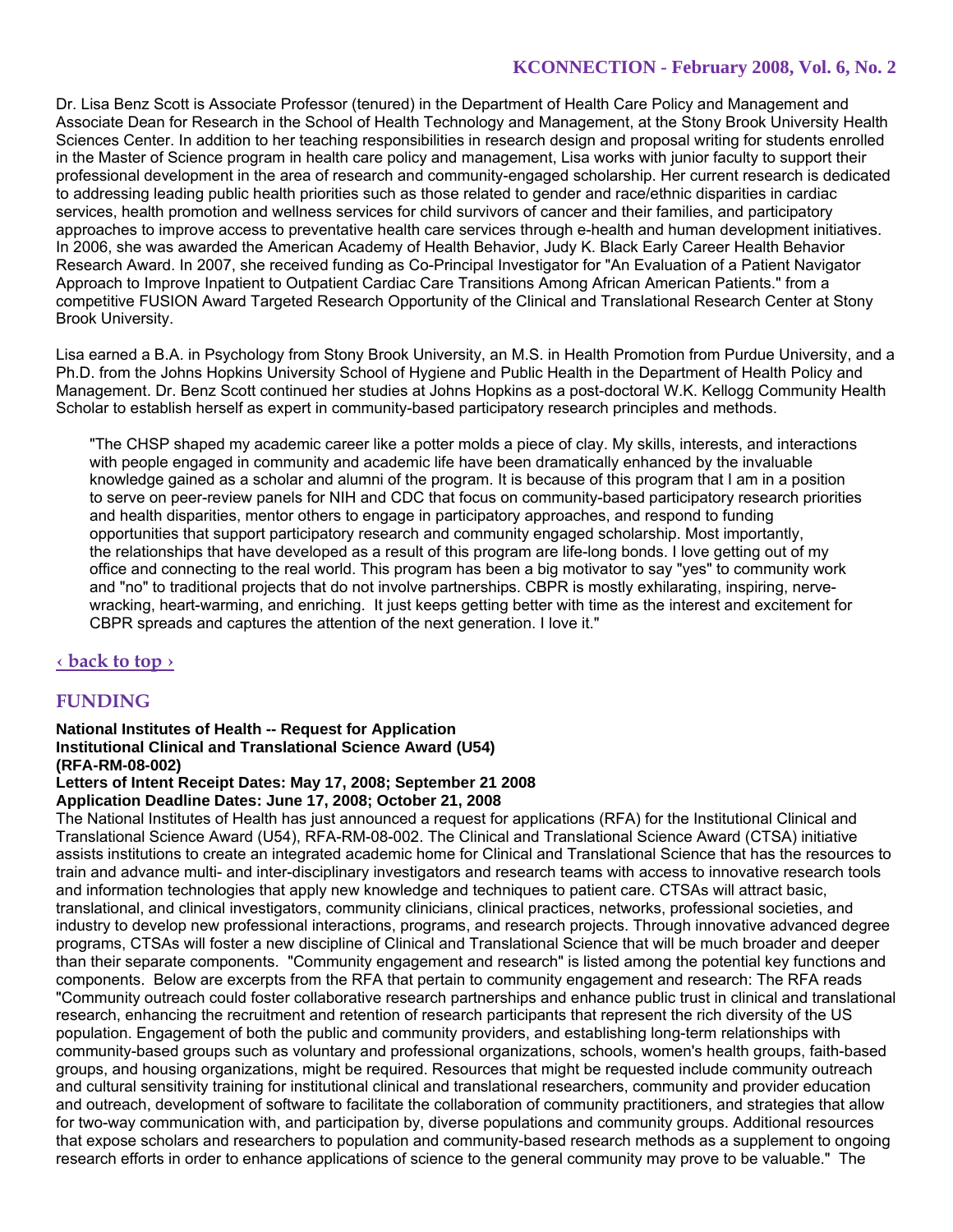Dr. Lisa Benz Scott is Associate Professor (tenured) in the Department of Health Care Policy and Management and Associate Dean for Research in the School of Health Technology and Management, at the Stony Brook University Health Sciences Center. In addition to her teaching responsibilities in research design and proposal writing for students enrolled in the Master of Science program in health care policy and management, Lisa works with junior faculty to support their professional development in the area of research and community-engaged scholarship. Her current research is dedicated to addressing leading public health priorities such as those related to gender and race/ethnic disparities in cardiac services, health promotion and wellness services for child survivors of cancer and their families, and participatory approaches to improve access to preventative health care services through e-health and human development initiatives. In 2006, she was awarded the American Academy of Health Behavior, Judy K. Black Early Career Health Behavior Research Award. In 2007, she received funding as Co-Principal Investigator for "An Evaluation of a Patient Navigator Approach to Improve Inpatient to Outpatient Cardiac Care Transitions Among African American Patients." from a competitive FUSION Award Targeted Research Opportunity of the Clinical and Translational Research Center at Stony Brook University.

Lisa earned a B.A. in Psychology from Stony Brook University, an M.S. in Health Promotion from Purdue University, and a Ph.D. from the Johns Hopkins University School of Hygiene and Public Health in the Department of Health Policy and Management. Dr. Benz Scott continued her studies at Johns Hopkins as a post-doctoral W.K. Kellogg Community Health Scholar to establish herself as expert in community-based participatory research principles and methods.

> "The CHSP shaped my academic career like a potter molds a piece of clay. My skills, interests, and interactions with people engaged in community and academic life have been dramatically enhanced by the invaluable knowledge gained as a scholar and alumni of the program. It is because of this program that I am in a position to serve on peer-review panels for NIH and CDC that focus on community-based participatory research priorities and health disparities, mentor others to engage in participatory approaches, and respond to funding opportunities that support participatory research and community engaged scholarship. Most importantly, the relationships that have developed as a result of this program are life-long bonds. I love getting out of my office and connecting to the real world. This program has been a big motivator to say "yes" to community work and "no" to traditional projects that do not involve partnerships. CBPR is mostly exhilarating, inspiring, nerve-wracking, heart-warming, and enriching. It just keeps getting better with time as the interest and excitement for CBPR spreads and captures the attention of the next generation. I love it."

‹ back to top ›

## FUNDING

**National Institutes of Health -- Request for Application**
**Institutional Clinical and Translational Science Award (U54)**
**(RFA-RM-08-002)**
**Letters of Intent Receipt Dates: May 17, 2008; September 21 2008**
**Application Deadline Dates: June 17, 2008; October 21, 2008**

The National Institutes of Health has just announced a request for applications (RFA) for the Institutional Clinical and Translational Science Award (U54), RFA-RM-08-002. The Clinical and Translational Science Award (CTSA) initiative assists institutions to create an integrated academic home for Clinical and Translational Science that has the resources to train and advance multi- and inter-disciplinary investigators and research teams with access to innovative research tools and information technologies that apply new knowledge and techniques to patient care. CTSAs will attract basic, translational, and clinical investigators, community clinicians, clinical practices, networks, professional societies, and industry to develop new professional interactions, programs, and research projects. Through innovative advanced degree programs, CTSAs will foster a new discipline of Clinical and Translational Science that will be much broader and deeper than their separate components. "Community engagement and research" is listed among the potential key functions and components. Below are excerpts from the RFA that pertain to community engagement and research: The RFA reads "Community outreach could foster collaborative research partnerships and enhance public trust in clinical and translational research, enhancing the recruitment and retention of research participants that represent the rich diversity of the US population. Engagement of both the public and community providers, and establishing long-term relationships with community-based groups such as voluntary and professional organizations, schools, women's health groups, faith-based groups, and housing organizations, might be required. Resources that might be requested include community outreach and cultural sensitivity training for institutional clinical and translational researchers, community and provider education and outreach, development of software to facilitate the collaboration of community practitioners, and strategies that allow for two-way communication with, and participation by, diverse populations and community groups. Additional resources that expose scholars and researchers to population and community-based research methods as a supplement to ongoing research efforts in order to enhance applications of science to the general community may prove to be valuable." The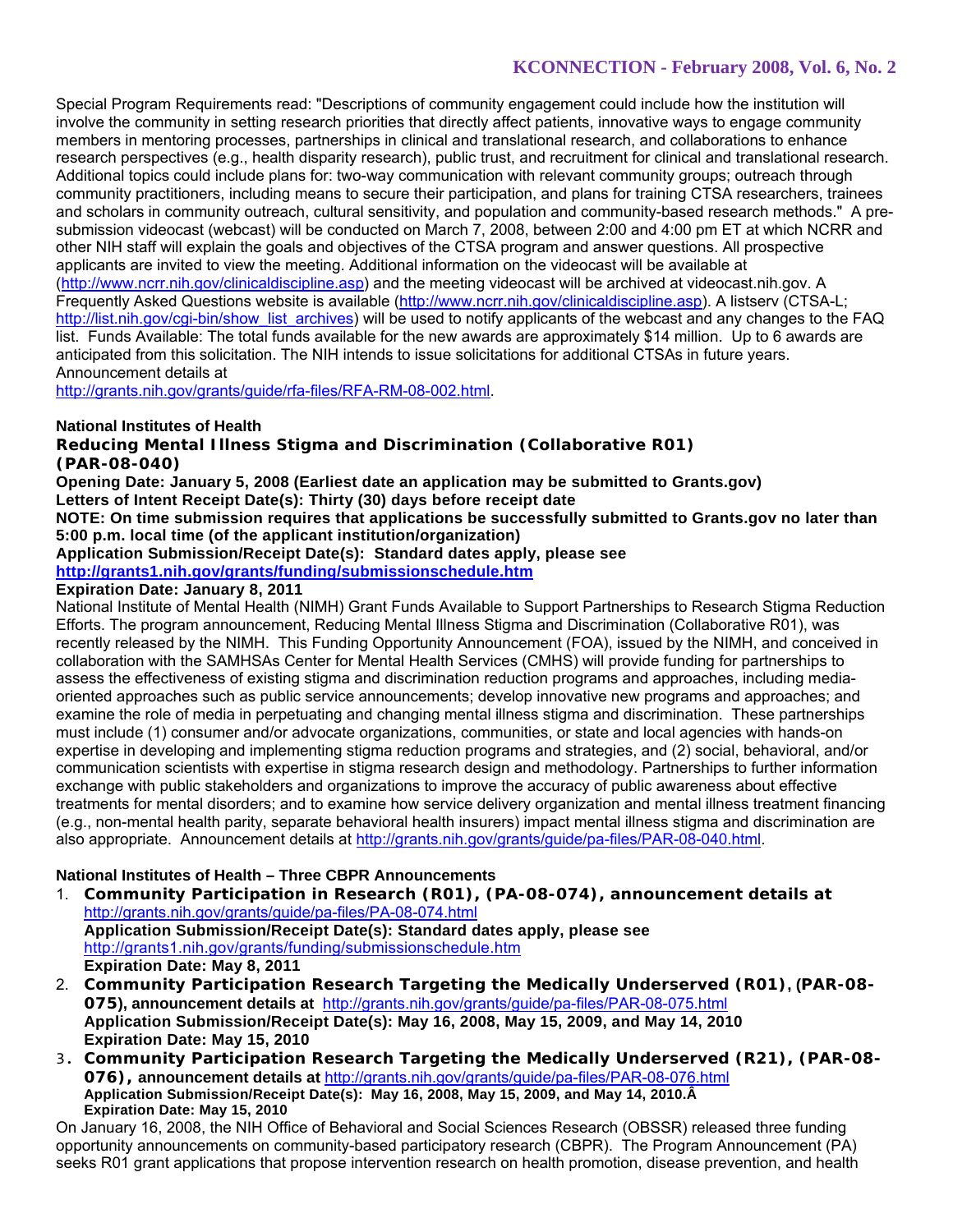Special Program Requirements read: "Descriptions of community engagement could include how the institution will involve the community in setting research priorities that directly affect patients, innovative ways to engage community members in mentoring processes, partnerships in clinical and translational research, and collaborations to enhance research perspectives (e.g., health disparity research), public trust, and recruitment for clinical and translational research. Additional topics could include plans for: two-way communication with relevant community groups; outreach through community practitioners, including means to secure their participation, and population and community-based research methods, and plans for training CTSA researchers, trainees and scholars in community outreach, cultural sensitivity, and population and community-based research methods." A pre-submission videocast (webcast) will be conducted on March 7, 2008, between 2:00 and 4:00 pm ET at which NCRR and other NIH staff will explain the goals and objectives of the CTSA program and answer questions. All prospective applicants are invited to view the meeting. Additional information on the videocast will be available at (http://www.ncrr.nih.gov/clinicaldiscipline.asp) and the meeting videocast will be archived at videocast.nih.gov. A Frequently Asked Questions website is available (http://www.ncrr.nih.gov/clinicaldiscipline.asp). A listserv (CTSA-L; http://list.nih.gov/cgi-bin/show_list_archives) will be used to notify applicants of the webcast and any changes to the FAQ list. Funds Available: The total funds available for the new awards are approximately $14 million. Up to 6 awards are anticipated from this solicitation. The NIH intends to issue solicitations for additional CTSAs in future years. Announcement details at http://grants.nih.gov/grants/guide/rfa-files/RFA-RM-08-002.html.

**National Institutes of Health**
**Reducing Mental Illness Stigma and Discrimination (Collaborative R01) (PAR-08-040)**
**Opening Date: January 5, 2008 (Earliest date an application may be submitted to Grants.gov)**
**Letters of Intent Receipt Date(s): Thirty (30) days before receipt date**
**NOTE: On time submission requires that applications be successfully submitted to Grants.gov no later than 5:00 p.m. local time (of the applicant institution/organization)**
**Application Submission/Receipt Date(s): Standard dates apply, please see http://grants1.nih.gov/grants/funding/submissionschedule.htm**
**Expiration Date: January 8, 2011**

National Institute of Mental Health (NIMH) Grant Funds Available to Support Partnerships to Research Stigma Reduction Efforts. The program announcement, Reducing Mental Illness Stigma and Discrimination (Collaborative R01), was recently released by the NIMH. This Funding Opportunity Announcement (FOA), issued by the NIMH, and conceived in collaboration with the SAMHSAs Center for Mental Health Services (CMHS) will provide funding for partnerships to assess the effectiveness of existing stigma and discrimination reduction programs and approaches, including media-oriented approaches such as public service announcements; develop innovative new programs and approaches; and examine the role of media in perpetuating and changing mental illness stigma and discrimination. These partnerships must include (1) consumer and/or advocate organizations, communities, or state and local agencies with hands-on expertise in developing and implementing stigma reduction programs and strategies, and (2) social, behavioral, and/or communication scientists with expertise in stigma research design and methodology. Partnerships to further information exchange with public stakeholders and organizations to improve the accuracy of public awareness about effective treatments for mental disorders; and to examine how service delivery organization and mental illness treatment financing (e.g., non-mental health parity, separate behavioral health insurers) impact mental illness stigma and discrimination are also appropriate. Announcement details at http://grants.nih.gov/grants/guide/pa-files/PAR-08-040.html.

**National Institutes of Health – Three CBPR Announcements**

1. **Community Participation in Research (R01), (PA-08-074), announcement details at** http://grants.nih.gov/grants/guide/pa-files/PA-08-074.html
   **Application Submission/Receipt Date(s): Standard dates apply, please see** http://grants1.nih.gov/grants/funding/submissionschedule.htm
   **Expiration Date: May 8, 2011**
2. **Community Participation Research Targeting the Medically Underserved (R01), (PAR-08-075), announcement details at** http://grants.nih.gov/grants/guide/pa-files/PAR-08-075.html
   **Application Submission/Receipt Date(s): May 16, 2008, May 15, 2009, and May 14, 2010**
   **Expiration Date: May 15, 2010**
3. **Community Participation Research Targeting the Medically Underserved (R21), (PAR-08-076), announcement details at** http://grants.nih.gov/grants/guide/pa-files/PAR-08-076.html
   **Application Submission/Receipt Date(s): May 16, 2008, May 15, 2009, and May 14, 2010.Â**
   **Expiration Date: May 15, 2010**

On January 16, 2008, the NIH Office of Behavioral and Social Sciences Research (OBSSR) released three funding opportunity announcements on community-based participatory research (CBPR). The Program Announcement (PA) seeks R01 grant applications that propose intervention research on health promotion, disease prevention, and health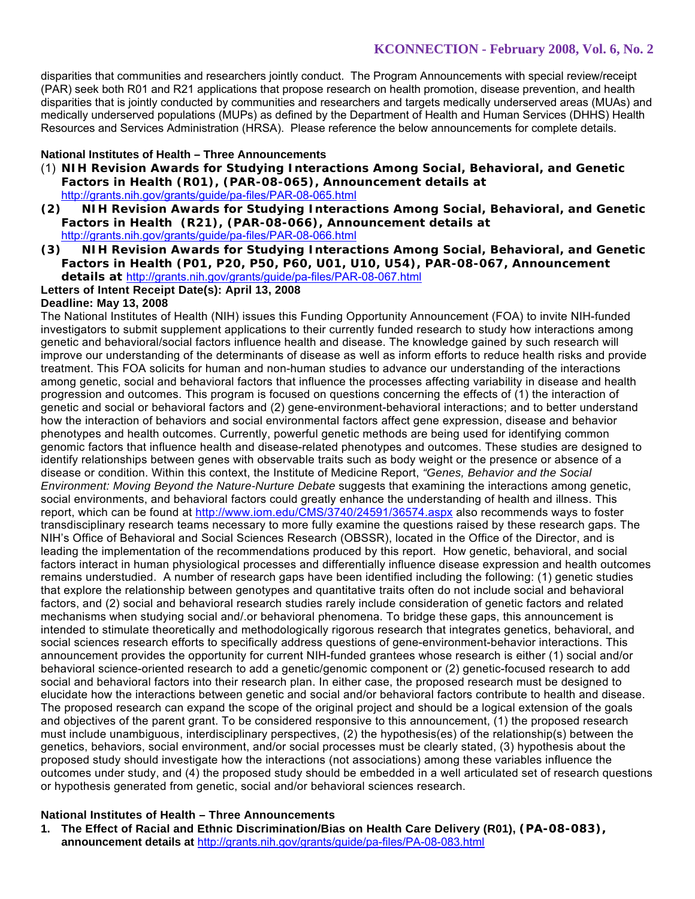disparities that communities and researchers jointly conduct. The Program Announcements with special review/receipt (PAR) seek both R01 and R21 applications that propose research on health promotion, disease prevention, and health disparities that is jointly conducted by communities and researchers and targets medically underserved areas (MUAs) and medically underserved populations (MUPs) as defined by the Department of Health and Human Services (DHHS) Health Resources and Services Administration (HRSA). Please reference the below announcements for complete details.

**National Institutes of Health – Three Announcements**

(1) **NIH Revision Awards for Studying Interactions Among Social, Behavioral, and Genetic Factors in Health (R01), (PAR-08-065), Announcement details at** http://grants.nih.gov/grants/guide/pa-files/PAR-08-065.html

**(2) NIH Revision Awards for Studying Interactions Among Social, Behavioral, and Genetic Factors in Health (R21), (PAR-08-066), Announcement details at** http://grants.nih.gov/grants/guide/pa-files/PAR-08-066.html

**(3) NIH Revision Awards for Studying Interactions Among Social, Behavioral, and Genetic Factors in Health (P01, P20, P50, P60, U01, U10, U54), PAR-08-067, Announcement details at** http://grants.nih.gov/grants/guide/pa-files/PAR-08-067.html

**Letters of Intent Receipt Date(s): April 13, 2008**

**Deadline: May 13, 2008**

The National Institutes of Health (NIH) issues this Funding Opportunity Announcement (FOA) to invite NIH-funded investigators to submit supplement applications to their currently funded research to study how interactions among genetic and behavioral/social factors influence health and disease. The knowledge gained by such research will improve our understanding of the determinants of disease as well as inform efforts to reduce health risks and provide treatment. This FOA solicits for human and non-human studies to advance our understanding of the interactions among genetic, social and behavioral factors that influence the processes affecting variability in disease and health progression and outcomes. This program is focused on questions concerning the effects of (1) the interaction of genetic and social or behavioral factors and (2) gene-environment-behavioral interactions; and to better understand how the interaction of behaviors and social environmental factors affect gene expression, disease and behavior phenotypes and health outcomes. Currently, powerful genetic methods are being used for identifying common genomic factors that influence health and disease-related phenotypes and outcomes. These studies are designed to identify relationships between genes with observable traits such as body weight or the presence or absence of a disease or condition. Within this context, the Institute of Medicine Report, *"Genes, Behavior and the Social Environment: Moving Beyond the Nature-Nurture Debate* suggests that examining the interactions among genetic, social environments, and behavioral factors could greatly enhance the understanding of health and illness. This report, which can be found at http://www.iom.edu/CMS/3740/24591/36574.aspx also recommends ways to foster transdisciplinary research teams necessary to more fully examine the questions raised by these research gaps. The NIH's Office of Behavioral and Social Sciences Research (OBSSR), located in the Office of the Director, and is leading the implementation of the recommendations produced by this report. How genetic, behavioral, and social factors interact in human physiological processes and differentially influence disease expression and health outcomes remains understudied. A number of research gaps have been identified including the following: (1) genetic studies that explore the relationship between genotypes and quantitative traits often do not include social and behavioral factors, and (2) social and behavioral research studies rarely include consideration of genetic factors and related mechanisms when studying social and/.or behavioral phenomena. To bridge these gaps, this announcement is intended to stimulate theoretically and methodologically rigorous research that integrates genetics, behavioral, and social sciences research efforts to specifically address questions of gene-environment-behavior interactions. This announcement provides the opportunity for current NIH-funded grantees whose research is either (1) social and/or behavioral science-oriented research to add a genetic/genomic component or (2) genetic-focused research to add social and behavioral factors into their research plan. In either case, the proposed research must be designed to elucidate how the interactions between genetic and social and/or behavioral factors contribute to health and disease. The proposed research can expand the scope of the original project and should be a logical extension of the goals and objectives of the parent grant. To be considered responsive to this announcement, (1) the proposed research must include unambiguous, interdisciplinary perspectives, (2) the hypothesis(es) of the relationship(s) between the genetics, behaviors, social environment, and/or social processes must be clearly stated, (3) hypothesis about the proposed study should investigate how the interactions (not associations) among these variables influence the outcomes under study, and (4) the proposed study should be embedded in a well articulated set of research questions or hypothesis generated from genetic, social and/or behavioral sciences research.

**National Institutes of Health – Three Announcements**

1. **The Effect of Racial and Ethnic Discrimination/Bias on Health Care Delivery (R01), (PA-08-083), announcement details at** http://grants.nih.gov/grants/guide/pa-files/PA-08-083.html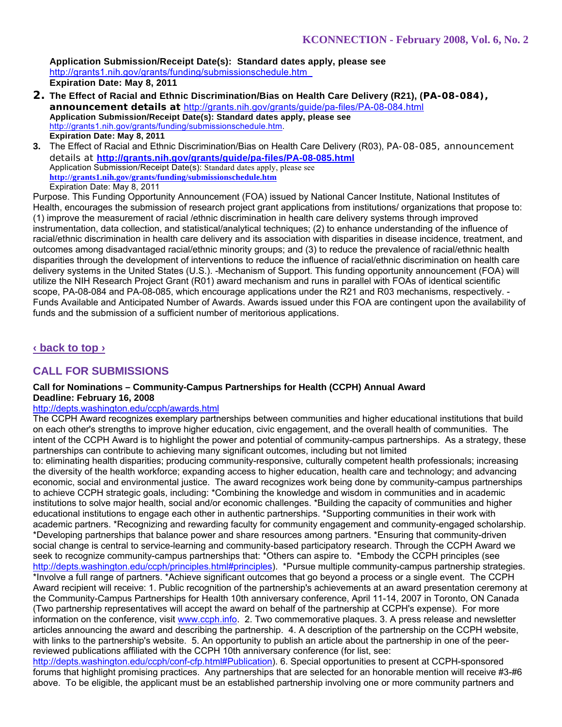**Application Submission/Receipt Date(s): Standard dates apply, please see** http://grants1.nih.gov/grants/funding/submissionschedule.htm
**Expiration Date: May 8, 2011**

2. **The Effect of Racial and Ethnic Discrimination/Bias on Health Care Delivery (R21), (PA-08-084), announcement details at** http://grants.nih.gov/grants/guide/pa-files/PA-08-084.html
   **Application Submission/Receipt Date(s): Standard dates apply, please see** http://grants1.nih.gov/grants/funding/submissionschedule.htm.
   **Expiration Date: May 8, 2011**
3. The Effect of Racial and Ethnic Discrimination/Bias on Health Care Delivery (R03), PA-08-085, announcement details at **http://grants.nih.gov/grants/guide/pa-files/PA-08-085.html**
   Application Submission/Receipt Date(s): Standard dates apply, please see **http://grants1.nih.gov/grants/funding/submissionschedule.htm**
   Expiration Date: May 8, 2011

Purpose. This Funding Opportunity Announcement (FOA) issued by National Cancer Institute, National Institutes of Health, encourages the submission of research project grant applications from institutions/ organizations that propose to: (1) improve the measurement of racial /ethnic discrimination in health care delivery systems through improved instrumentation, data collection, and statistical/analytical techniques; (2) to enhance understanding of the influence of racial/ethnic discrimination in health care delivery and its association with disparities in disease incidence, treatment, and outcomes among disadvantaged racial/ethnic minority groups; and (3) to reduce the prevalence of racial/ethnic health disparities through the development of interventions to reduce the influence of racial/ethnic discrimination on health care delivery systems in the United States (U.S.). -Mechanism of Support. This funding opportunity announcement (FOA) will utilize the NIH Research Project Grant (R01) award mechanism and runs in parallel with FOAs of identical scientific scope, PA-08-084 and PA-08-085, which encourage applications under the R21 and R03 mechanisms, respectively. -Funds Available and Anticipated Number of Awards. Awards issued under this FOA are contingent upon the availability of funds and the submission of a sufficient number of meritorious applications.

**‹ back to top ›**

## CALL FOR SUBMISSIONS

**Call for Nominations – Community-Campus Partnerships for Health (CCPH) Annual Award**
**Deadline: February 16, 2008**
http://depts.washington.edu/ccph/awards.html

The CCPH Award recognizes exemplary partnerships between communities and higher educational institutions that build on each other's strengths to improve higher education, civic engagement, and the overall health of communities. The intent of the CCPH Award is to highlight the power and potential of community-campus partnerships. As a strategy, these partnerships can contribute to achieving many significant outcomes, including but not limited to: eliminating health disparities; producing community-responsive, culturally competent health professionals; increasing the diversity of the health workforce; expanding access to higher education, health care and technology; and advancing economic, social and environmental justice. The award recognizes work being done by community-campus partnerships to achieve CCPH strategic goals, including: *Combining the knowledge and wisdom in communities and in academic institutions to solve major health, social and/or economic challenges. *Building the capacity of communities and higher educational institutions to engage each other in authentic partnerships. *Supporting communities in their work with academic partners. *Recognizing and rewarding faculty for community engagement and community-engaged scholarship. *Developing partnerships that balance power and share resources among partners. *Ensuring that community-driven social change is central to service-learning and community-based participatory research. Through the CCPH Award we seek to recognize community-campus partnerships that: *Others can aspire to. *Embody the CCPH principles (see http://depts.washington.edu/ccph/principles.html#principles). *Pursue multiple community-campus partnership strategies. *Involve a full range of partners. *Achieve significant outcomes that go beyond a process or a single event. The CCPH Award recipient will receive: 1. Public recognition of the partnership's achievements at an award presentation ceremony at the Community-Campus Partnerships for Health 10th anniversary conference, April 11-14, 2007 in Toronto, ON Canada (Two partnership representatives will accept the award on behalf of the partnership at CCPH's expense). For more information on the conference, visit www.ccph.info. 2. Two commemorative plaques. 3. A press release and newsletter articles announcing the award and describing the partnership. 4. A description of the partnership on the CCPH website, with links to the partnership's website. 5. An opportunity to publish an article about the partnership in one of the peer-reviewed publications affiliated with the CCPH 10th anniversary conference (for list, see: http://depts.washington.edu/ccph/conf-cfp.html#Publication). 6. Special opportunities to present at CCPH-sponsored forums that highlight promising practices. Any partnerships that are selected for an honorable mention will receive #3-#6 above. To be eligible, the applicant must be an established partnership involving one or more community partners and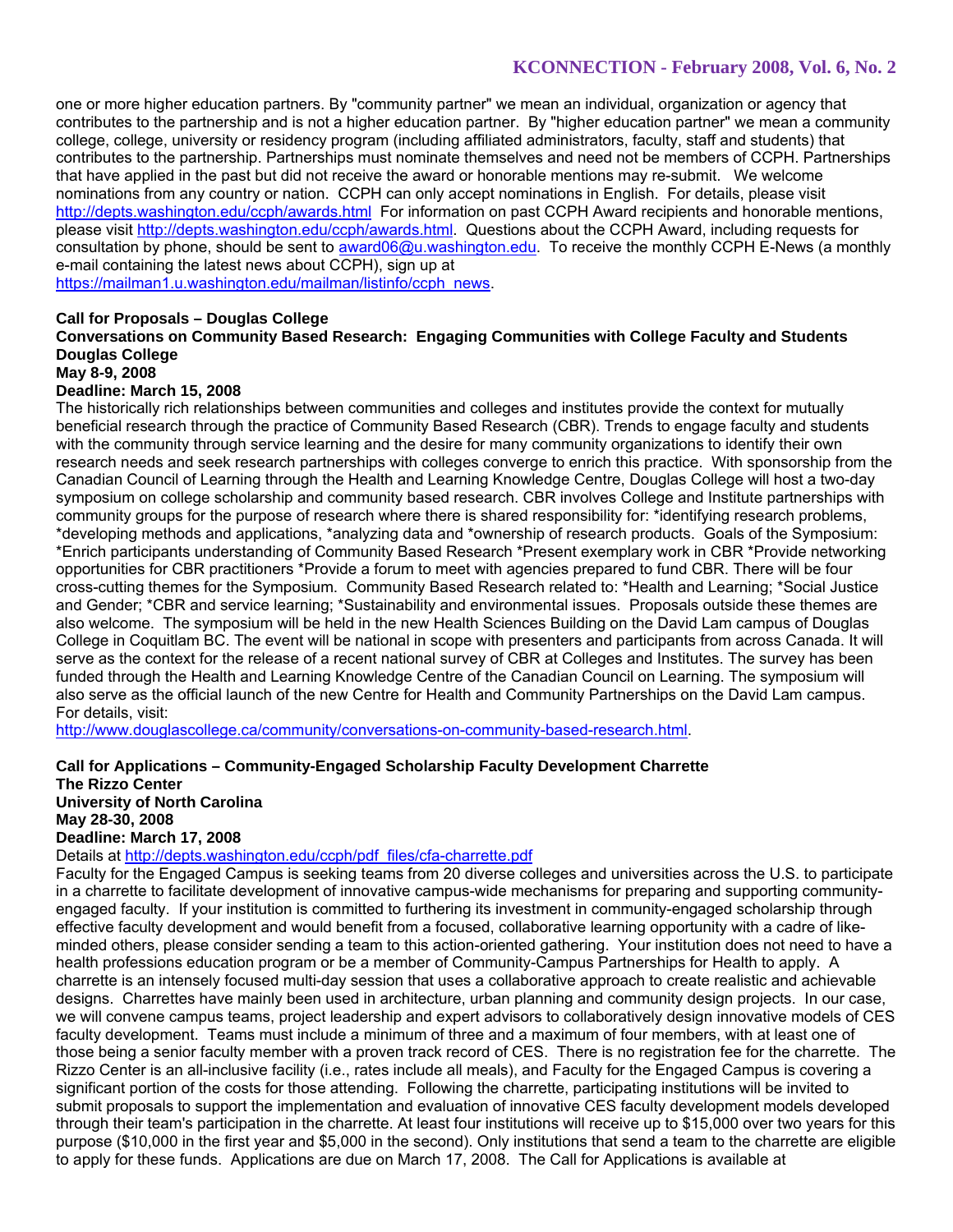one or more higher education partners. By "community partner" we mean an individual, organization or agency that contributes to the partnership and is not a higher education partner. By "higher education partner" we mean a community college, college, university or residency program (including affiliated administrators, faculty, staff and students) that contributes to the partnership. Partnerships must nominate themselves and need not be members of CCPH. Partnerships that have applied in the past but did not receive the award or honorable mentions may re-submit. We welcome nominations from any country or nation. CCPH can only accept nominations in English. For details, please visit http://depts.washington.edu/ccph/awards.html For information on past CCPH Award recipients and honorable mentions, please visit http://depts.washington.edu/ccph/awards.html. Questions about the CCPH Award, including requests for consultation by phone, should be sent to award06@u.washington.edu. To receive the monthly CCPH E-News (a monthly e-mail containing the latest news about CCPH), sign up at https://mailman1.u.washington.edu/mailman/listinfo/ccph_news.

**Call for Proposals – Douglas College**
**Conversations on Community Based Research: Engaging Communities with College Faculty and Students**
**Douglas College**
**May 8-9, 2008**
**Deadline: March 15, 2008**

The historically rich relationships between communities and colleges and institutes provide the context for mutually beneficial research through the practice of Community Based Research (CBR). Trends to engage faculty and students with the community through service learning and the desire for many community organizations to identify their own research needs and seek research partnerships with colleges converge to enrich this practice. With sponsorship from the Canadian Council of Learning through the Health and Learning Knowledge Centre, Douglas College will host a two-day symposium on college scholarship and community based research. CBR involves College and Institute partnerships with community groups for the purpose of research where there is shared responsibility for: *identifying research problems, *developing methods and applications, *analyzing data and *ownership of research products. Goals of the Symposium: *Enrich participants understanding of Community Based Research *Present exemplary work in CBR *Provide networking opportunities for CBR practitioners *Provide a forum to meet with agencies prepared to fund CBR. There will be four cross-cutting themes for the Symposium. Community Based Research related to: *Health and Learning; *Social Justice and Gender; *CBR and service learning; *Sustainability and environmental issues. Proposals outside these themes are also welcome. The symposium will be held in the new Health Sciences Building on the David Lam campus of Douglas College in Coquitlam BC. The event will be national in scope with presenters and participants from across Canada. It will serve as the context for the release of a recent national survey of CBR at Colleges and Institutes. The survey has been funded through the Health and Learning Knowledge Centre of the Canadian Council on Learning. The symposium will also serve as the official launch of the new Centre for Health and Community Partnerships on the David Lam campus. For details, visit:
http://www.douglascollege.ca/community/conversations-on-community-based-research.html.

**Call for Applications – Community-Engaged Scholarship Faculty Development Charrette**
**The Rizzo Center**
**University of North Carolina**
**May 28-30, 2008**
**Deadline: March 17, 2008**

Details at http://depts.washington.edu/ccph/pdf_files/cfa-charrette.pdf

Faculty for the Engaged Campus is seeking teams from 20 diverse colleges and universities across the U.S. to participate in a charrette to facilitate development of innovative campus-wide mechanisms for preparing and supporting community-engaged faculty. If your institution is committed to furthering its investment in community-engaged scholarship through effective faculty development and would benefit from a focused, collaborative learning opportunity with a cadre of like-minded others, please consider sending a team to this action-oriented gathering. Your institution does not need to have a health professions education program or be a member of Community-Campus Partnerships for Health to apply. A charrette is an intensely focused multi-day session that uses a collaborative approach to create realistic and achievable designs. Charrettes have mainly been used in architecture, urban planning and community design projects. In our case, we will convene campus teams, project leadership and expert advisors to collaboratively design innovative models of CES faculty development. Teams must include a minimum of three and a maximum of four members, with at least one of those being a senior faculty member with a proven track record of CES. There is no registration fee for the charrette. The Rizzo Center is an all-inclusive facility (i.e., rates include all meals), and Faculty for the Engaged Campus is covering a significant portion of the costs for those attending. Following the charrette, participating institutions will be invited to submit proposals to support the implementation and evaluation of innovative CES faculty development models developed through their team's participation in the charrette. At least four institutions will receive up to $15,000 over two years for this purpose ($10,000 in the first year and $5,000 in the second). Only institutions that send a team to the charrette are eligible to apply for these funds. Applications are due on March 17, 2008. The Call for Applications is available at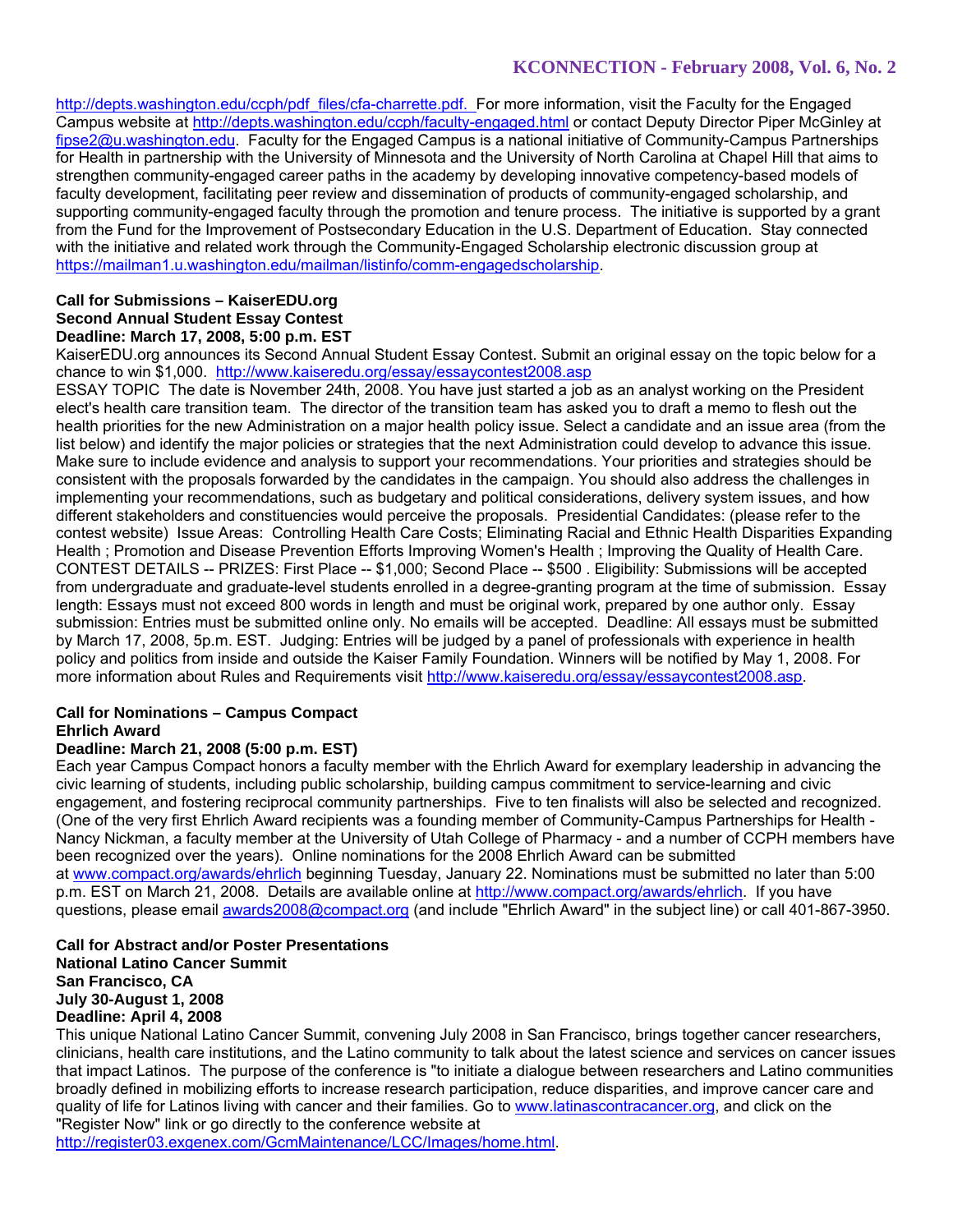http://depts.washington.edu/ccph/pdf_files/cfa-charrette.pdf. For more information, visit the Faculty for the Engaged Campus website at http://depts.washington.edu/ccph/faculty-engaged.html or contact Deputy Director Piper McGinley at fipse2@u.washington.edu. Faculty for the Engaged Campus is a national initiative of Community-Campus Partnerships for Health in partnership with the University of Minnesota and the University of North Carolina at Chapel Hill that aims to strengthen community-engaged career paths in the academy by developing innovative competency-based models of faculty development, facilitating peer review and dissemination of products of community-engaged scholarship, and supporting community-engaged faculty through the promotion and tenure process. The initiative is supported by a grant from the Fund for the Improvement of Postsecondary Education in the U.S. Department of Education. Stay connected with the initiative and related work through the Community-Engaged Scholarship electronic discussion group at https://mailman1.u.washington.edu/mailman/listinfo/comm-engagedscholarship.

**Call for Submissions – KaiserEDU.org**
**Second Annual Student Essay Contest**
**Deadline: March 17, 2008, 5:00 p.m. EST**

KaiserEDU.org announces its Second Annual Student Essay Contest. Submit an original essay on the topic below for a chance to win $1,000. http://www.kaiseredu.org/essay/essaycontest2008.asp

ESSAY TOPIC The date is November 24th, 2008. You have just started a job as an analyst working on the President elect's health care transition team. The director of the transition team has asked you to draft a memo to flesh out the health priorities for the new Administration on a major health policy issue. Select a candidate and an issue area (from the list below) and identify the major policies or strategies that the next Administration could develop to advance this issue. Make sure to include evidence and analysis to support your recommendations. Your priorities and strategies should be consistent with the proposals forwarded by the candidates in the campaign. You should also address the challenges in implementing your recommendations, such as budgetary and political considerations, delivery system issues, and how different stakeholders and constituencies would perceive the proposals. Presidential Candidates: (please refer to the contest website) Issue Areas: Controlling Health Care Costs; Eliminating Racial and Ethnic Health Disparities Expanding Health ; Promotion and Disease Prevention Efforts Improving Women's Health ; Improving the Quality of Health Care. CONTEST DETAILS -- PRIZES: First Place -- $1,000; Second Place -- $500 . Eligibility: Submissions will be accepted from undergraduate and graduate-level students enrolled in a degree-granting program at the time of submission. Essay length: Essays must not exceed 800 words in length and must be original work, prepared by one author only. Essay submission: Entries must be submitted online only. No emails will be accepted. Deadline: All essays must be submitted by March 17, 2008, 5p.m. EST. Judging: Entries will be judged by a panel of professionals with experience in health policy and politics from inside and outside the Kaiser Family Foundation. Winners will be notified by May 1, 2008. For more information about Rules and Requirements visit http://www.kaiseredu.org/essay/essaycontest2008.asp.

**Call for Nominations – Campus Compact**
**Ehrlich Award**
**Deadline: March 21, 2008 (5:00 p.m. EST)**

Each year Campus Compact honors a faculty member with the Ehrlich Award for exemplary leadership in advancing the civic learning of students, including public scholarship, building campus commitment to service-learning and civic engagement, and fostering reciprocal community partnerships. Five to ten finalists will also be selected and recognized. (One of the very first Ehrlich Award recipients was a founding member of Community-Campus Partnerships for Health - Nancy Nickman, a faculty member at the University of Utah College of Pharmacy - and a number of CCPH members have been recognized over the years). Online nominations for the 2008 Ehrlich Award can be submitted at www.compact.org/awards/ehrlich beginning Tuesday, January 22. Nominations must be submitted no later than 5:00 p.m. EST on March 21, 2008. Details are available online at http://www.compact.org/awards/ehrlich. If you have questions, please email awards2008@compact.org (and include "Ehrlich Award" in the subject line) or call 401-867-3950.

**Call for Abstract and/or Poster Presentations**
**National Latino Cancer Summit**
**San Francisco, CA**
**July 30-August 1, 2008**
**Deadline: April 4, 2008**

This unique National Latino Cancer Summit, convening July 2008 in San Francisco, brings together cancer researchers, clinicians, health care institutions, and the Latino community to talk about the latest science and services on cancer issues that impact Latinos. The purpose of the conference is "to initiate a dialogue between researchers and Latino communities broadly defined in mobilizing efforts to increase research participation, reduce disparities, and improve cancer care and quality of life for Latinos living with cancer and their families. Go to www.latinascontracancer.org, and click on the "Register Now" link or go directly to the conference website at http://register03.exgenex.com/GcmMaintenance/LCC/Images/home.html.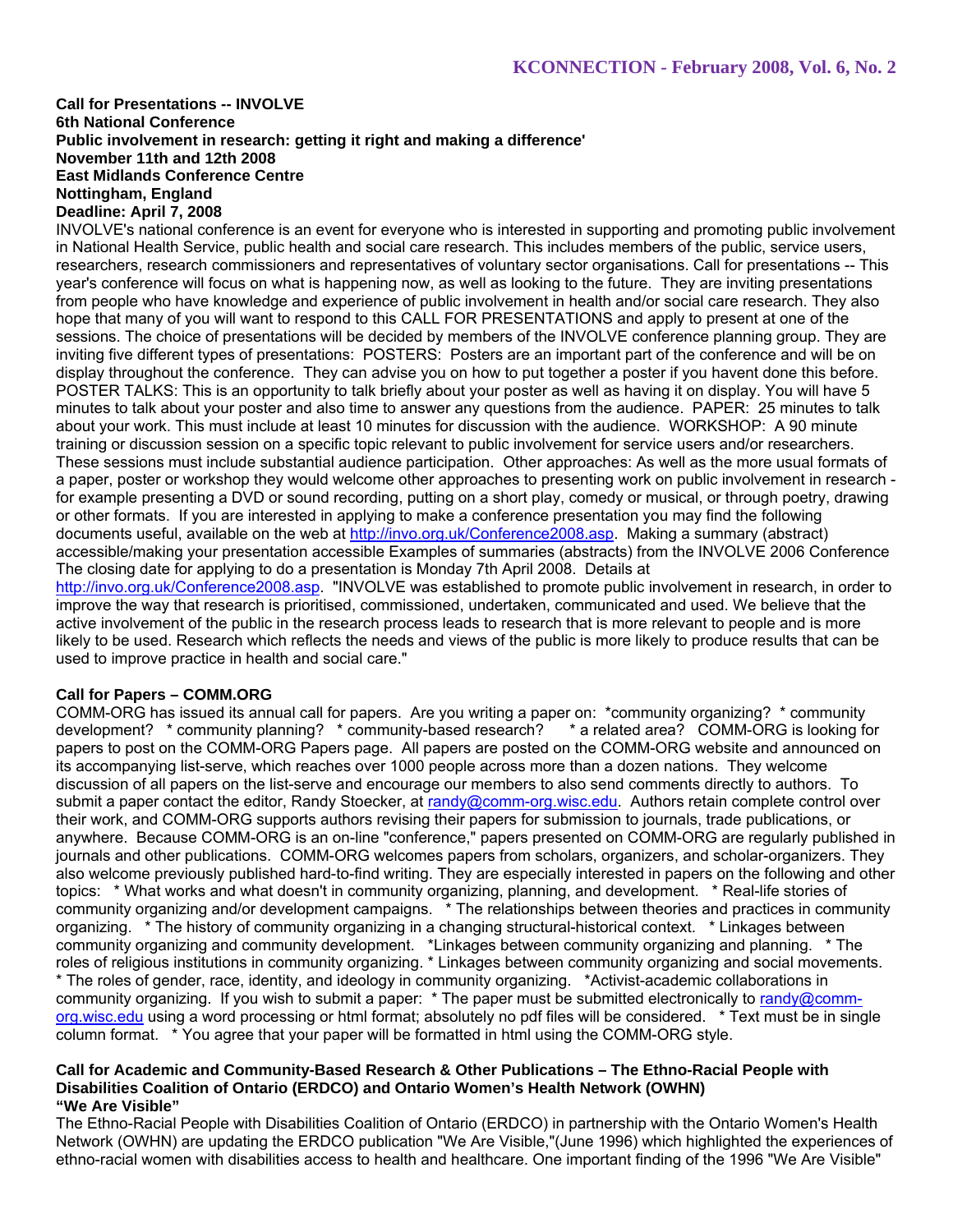**Call for Presentations -- INVOLVE**
**6th National Conference**
**Public involvement in research: getting it right and making a difference'**
**November 11th and 12th 2008**
**East Midlands Conference Centre**
**Nottingham, England**
**Deadline: April 7, 2008**

INVOLVE's national conference is an event for everyone who is interested in supporting and promoting public involvement in National Health Service, public health and social care research. This includes members of the public, service users, researchers, research commissioners and representatives of voluntary sector organisations. Call for presentations -- This year's conference will focus on what is happening now, as well as looking to the future. They are inviting presentations from people who have knowledge and experience of public involvement in health and/or social care research. They also hope that many of you will want to respond to this CALL FOR PRESENTATIONS and apply to present at one of the sessions. The choice of presentations will be decided by members of the INVOLVE conference planning group. They are inviting five different types of presentations: POSTERS: Posters are an important part of the conference and will be on display throughout the conference. They can advise you on how to put together a poster if you havent done this before. POSTER TALKS: This is an opportunity to talk briefly about your poster as well as having it on display. You will have 5 minutes to talk about your poster and also time to answer any questions from the audience. PAPER: 25 minutes to talk about your work. This must include at least 10 minutes for discussion with the audience. WORKSHOP: A 90 minute training or discussion session on a specific topic relevant to public involvement for service users and/or researchers. These sessions must include substantial audience participation. Other approaches: As well as the more usual formats of a paper, poster or workshop they would welcome other approaches to presenting work on public involvement in research - for example presenting a DVD or sound recording, putting on a short play, comedy or musical, or through poetry, drawing or other formats. If you are interested in applying to make a conference presentation you may find the following documents useful, available on the web at http://invo.org.uk/Conference2008.asp. Making a summary (abstract) accessible/making your presentation accessible Examples of summaries (abstracts) from the INVOLVE 2006 Conference The closing date for applying to do a presentation is Monday 7th April 2008. Details at http://invo.org.uk/Conference2008.asp. "INVOLVE was established to promote public involvement in research, in order to improve the way that research is prioritised, commissioned, undertaken, communicated and used. We believe that the active involvement of the public in the research process leads to research that is more relevant to people and is more likely to be used. Research which reflects the needs and views of the public is more likely to produce results that can be used to improve practice in health and social care."

**Call for Papers – COMM.ORG**

COMM-ORG has issued its annual call for papers. Are you writing a paper on: *community organizing? * community development? * community planning? * community-based research? * a related area? COMM-ORG is looking for papers to post on the COMM-ORG Papers page. All papers are posted on the COMM-ORG website and announced on its accompanying list-serve, which reaches over 1000 people across more than a dozen nations. They welcome discussion of all papers on the list-serve and encourage our members to also send comments directly to authors. To submit a paper contact the editor, Randy Stoecker, at randy@comm-org.wisc.edu. Authors retain complete control over their work, and COMM-ORG supports authors revising their papers for submission to journals, trade publications, or anywhere. Because COMM-ORG is an on-line "conference," papers presented on COMM-ORG are regularly published in journals and other publications. COMM-ORG welcomes papers from scholars, organizers, and scholar-organizers. They also welcome previously published hard-to-find writing. They are especially interested in papers on the following and other topics: * What works and what doesn't in community organizing, planning, and development. * Real-life stories of community organizing and/or development campaigns. * The relationships between theories and practices in community organizing. * The history of community organizing in a changing structural-historical context. * Linkages between community organizing and community development. *Linkages between community organizing and planning. * The roles of religious institutions in community organizing. * Linkages between community organizing and social movements. * The roles of gender, race, identity, and ideology in community organizing. *Activist-academic collaborations in community organizing. If you wish to submit a paper: * The paper must be submitted electronically to randy@comm-org.wisc.edu using a word processing or html format; absolutely no pdf files will be considered. * Text must be in single column format. * You agree that your paper will be formatted in html using the COMM-ORG style.

**Call for Academic and Community-Based Research & Other Publications – The Ethno-Racial People with Disabilities Coalition of Ontario (ERDCO) and Ontario Women's Health Network (OWHN)**
**"We Are Visible"**

The Ethno-Racial People with Disabilities Coalition of Ontario (ERDCO) in partnership with the Ontario Women's Health Network (OWHN) are updating the ERDCO publication "We Are Visible,"(June 1996) which highlighted the experiences of ethno-racial women with disabilities access to health and healthcare. One important finding of the 1996 "We Are Visible"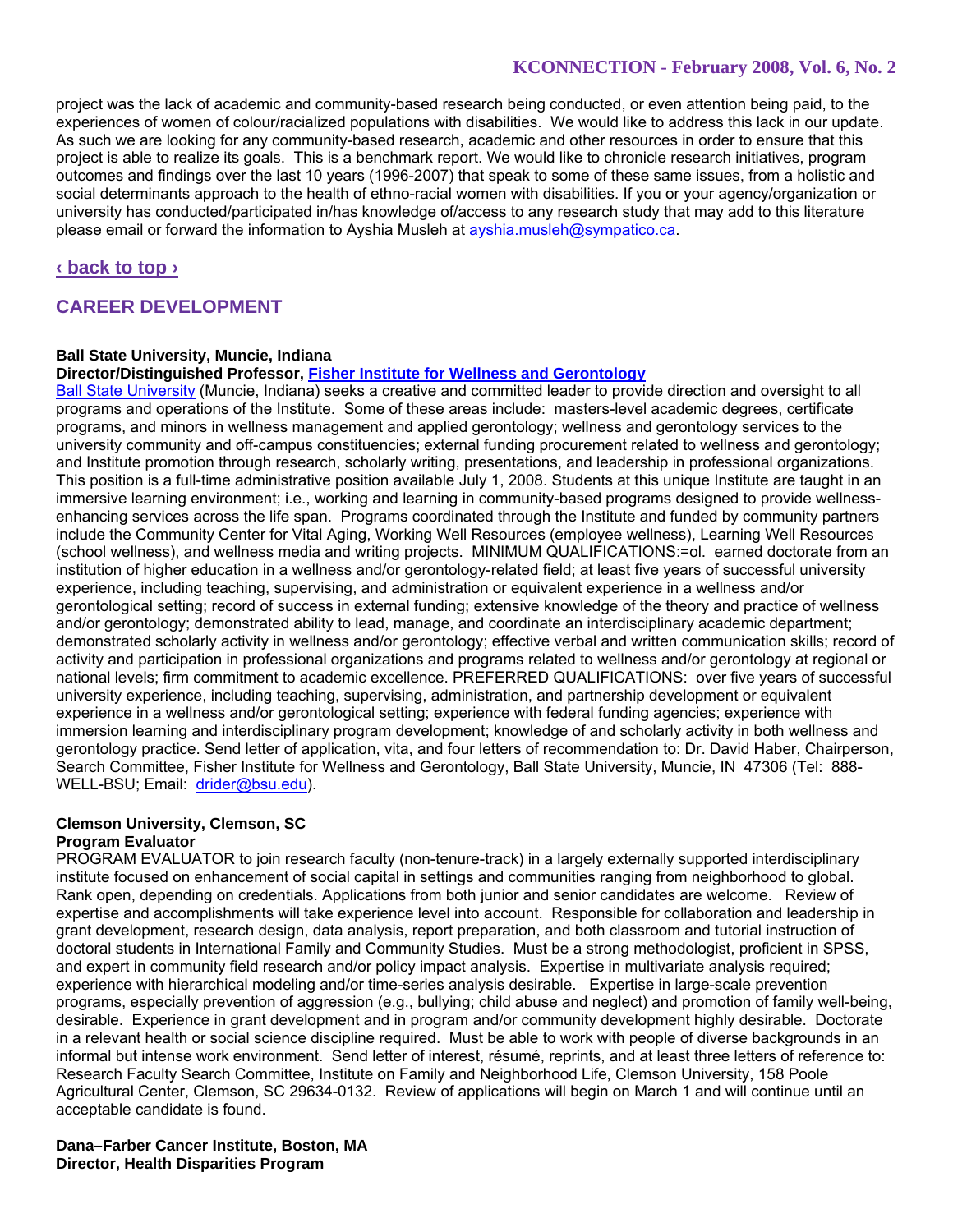project was the lack of academic and community-based research being conducted, or even attention being paid, to the experiences of women of colour/racialized populations with disabilities. We would like to address this lack in our update. As such we are looking for any community-based research, academic and other resources in order to ensure that this project is able to realize its goals. This is a benchmark report. We would like to chronicle research initiatives, program outcomes and findings over the last 10 years (1996-2007) that speak to some of these same issues, from a holistic and social determinants approach to the health of ethno-racial women with disabilities. If you or your agency/organization or university has conducted/participated in/has knowledge of/access to any research study that may add to this literature please email or forward the information to Ayshia Musleh at ayshia.musleh@sympatico.ca.

**‹ back to top ›**

## CAREER DEVELOPMENT

**Ball State University, Muncie, Indiana**
**Director/Distinguished Professor, Fisher Institute for Wellness and Gerontology**
Ball State University (Muncie, Indiana) seeks a creative and committed leader to provide direction and oversight to all programs and operations of the Institute. Some of these areas include: masters-level academic degrees, certificate programs, and minors in wellness management and applied gerontology; wellness and gerontology services to the university community and off-campus constituencies; external funding procurement related to wellness and gerontology; and Institute promotion through research, scholarly writing, presentations, and leadership in professional organizations. This position is a full-time administrative position available July 1, 2008. Students at this unique Institute are taught in an immersive learning environment; i.e., working and learning in community-based programs designed to provide wellness-enhancing services across the life span. Programs coordinated through the Institute and funded by community partners include the Community Center for Vital Aging, Working Well Resources (employee wellness), Learning Well Resources (school wellness), and wellness media and writing projects. MINIMUM QUALIFICATIONS:=ol. earned doctorate from an institution of higher education in a wellness and/or gerontology-related field; at least five years of successful university experience, including teaching, supervising, and administration or equivalent experience in a wellness and/or gerontological setting; record of success in external funding; extensive knowledge of the theory and practice of wellness and/or gerontology; demonstrated ability to lead, manage, and coordinate an interdisciplinary academic department; demonstrated scholarly activity in wellness and/or gerontology; effective verbal and written communication skills; record of activity and participation in professional organizations and programs related to wellness and/or gerontology at regional or national levels; firm commitment to academic excellence. PREFERRED QUALIFICATIONS: over five years of successful university experience, including teaching, supervising, administration, and partnership development or equivalent experience in a wellness and/or gerontological setting; experience with federal funding agencies; experience with immersion learning and interdisciplinary program development; knowledge of and scholarly activity in both wellness and gerontology practice. Send letter of application, vita, and four letters of recommendation to: Dr. David Haber, Chairperson, Search Committee, Fisher Institute for Wellness and Gerontology, Ball State University, Muncie, IN 47306 (Tel: 888-WELL-BSU; Email: drider@bsu.edu).

**Clemson University, Clemson, SC**
**Program Evaluator**
PROGRAM EVALUATOR to join research faculty (non-tenure-track) in a largely externally supported interdisciplinary institute focused on enhancement of social capital in settings and communities ranging from neighborhood to global. Rank open, depending on credentials. Applications from both junior and senior candidates are welcome. Review of expertise and accomplishments will take experience level into account. Responsible for collaboration and leadership in grant development, research design, data analysis, report preparation, and both classroom and tutorial instruction of doctoral students in International Family and Community Studies. Must be a strong methodologist, proficient in SPSS, and expert in community field research and/or policy impact analysis. Expertise in multivariate analysis required; experience with hierarchical modeling and/or time-series analysis desirable. Expertise in large-scale prevention programs, especially prevention of aggression (e.g., bullying; child abuse and neglect) and promotion of family well-being, desirable. Experience in grant development and in program and/or community development highly desirable. Doctorate in a relevant health or social science discipline required. Must be able to work with people of diverse backgrounds in an informal but intense work environment. Send letter of interest, résumé, reprints, and at least three letters of reference to: Research Faculty Search Committee, Institute on Family and Neighborhood Life, Clemson University, 158 Poole Agricultural Center, Clemson, SC 29634-0132. Review of applications will begin on March 1 and will continue until an acceptable candidate is found.

**Dana–Farber Cancer Institute, Boston, MA**
**Director, Health Disparities Program**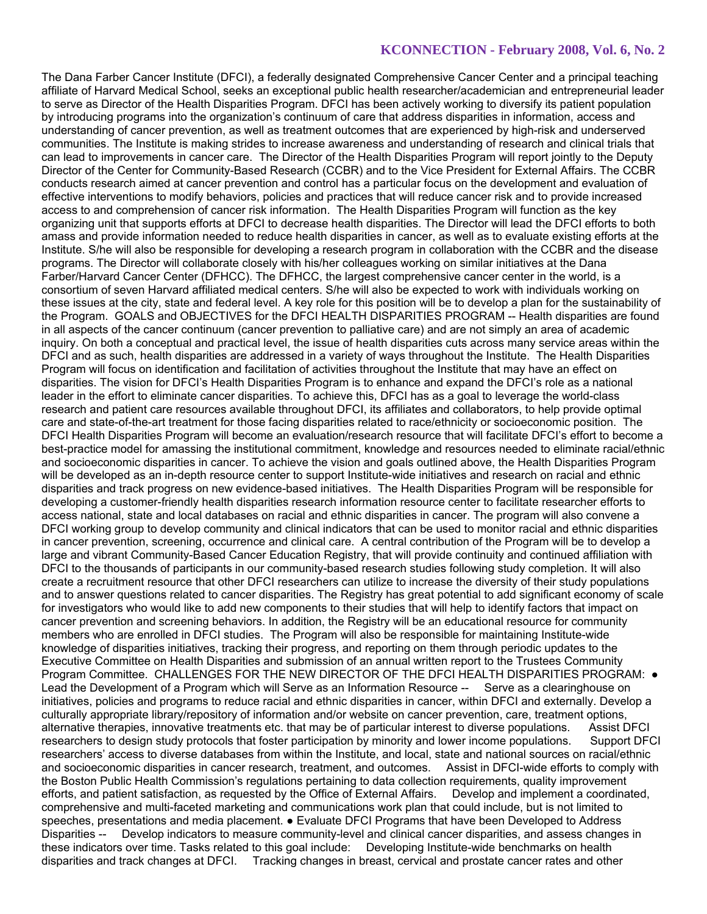The Dana Farber Cancer Institute (DFCI), a federally designated Comprehensive Cancer Center and a principal teaching affiliate of Harvard Medical School, seeks an exceptional public health researcher/academician and entrepreneurial leader to serve as Director of the Health Disparities Program. DFCI has been actively working to diversify its patient population by introducing programs into the organization's continuum of care that address disparities in information, access and understanding of cancer prevention, as well as treatment outcomes that are experienced by high-risk and underserved communities. The Institute is making strides to increase awareness and understanding of research and clinical trials that can lead to improvements in cancer care. The Director of the Health Disparities Program will report jointly to the Deputy Director of the Center for Community-Based Research (CCBR) and to the Vice President for External Affairs. The CCBR conducts research aimed at cancer prevention and control has a particular focus on the development and evaluation of effective interventions to modify behaviors, policies and practices that will reduce cancer risk and to provide increased access to and comprehension of cancer risk information. The Health Disparities Program will function as the key organizing unit that supports efforts at DFCI to decrease health disparities. The Director will lead the DFCI efforts to both amass and provide information needed to reduce health disparities in cancer, as well as to evaluate existing efforts at the Institute. S/he will also be responsible for developing a research program in collaboration with the CCBR and the disease programs. The Director will collaborate closely with his/her colleagues working on similar initiatives at the Dana Farber/Harvard Cancer Center (DFHCC). The DFHCC, the largest comprehensive cancer center in the world, is a consortium of seven Harvard affiliated medical centers. S/he will also be expected to work with individuals working on these issues at the city, state and federal level. A key role for this position will be to develop a plan for the sustainability of the Program. GOALS and OBJECTIVES for the DFCI HEALTH DISPARITIES PROGRAM -- Health disparities are found in all aspects of the cancer continuum (cancer prevention to palliative care) and are not simply an area of academic inquiry. On both a conceptual and practical level, the issue of health disparities cuts across many service areas within the DFCI and as such, health disparities are addressed in a variety of ways throughout the Institute. The Health Disparities Program will focus on identification and facilitation of activities throughout the Institute that may have an effect on disparities. The vision for DFCI's Health Disparities Program is to enhance and expand the DFCI's role as a national leader in the effort to eliminate cancer disparities. To achieve this, DFCI has as a goal to leverage the world-class research and patient care resources available throughout DFCI, its affiliates and collaborators, to help provide optimal care and state-of-the-art treatment for those facing disparities related to race/ethnicity or socioeconomic position. The DFCI Health Disparities Program will become an evaluation/research resource that will facilitate DFCI's effort to become a best-practice model for amassing the institutional commitment, knowledge and resources needed to eliminate racial/ethnic and socioeconomic disparities in cancer. To achieve the vision and goals outlined above, the Health Disparities Program will be developed as an in-depth resource center to support Institute-wide initiatives and research on racial and ethnic disparities and track progress on new evidence-based initiatives. The Health Disparities Program will be responsible for developing a customer-friendly health disparities research information resource center to facilitate researcher efforts to access national, state and local databases on racial and ethnic disparities in cancer. The program will also convene a DFCI working group to develop community and clinical indicators that can be used to monitor racial and ethnic disparities in cancer prevention, screening, occurrence and clinical care. A central contribution of the Program will be to develop a large and vibrant Community-Based Cancer Education Registry, that will provide continuity and continued affiliation with DFCI to the thousands of participants in our community-based research studies following study completion. It will also create a recruitment resource that other DFCI researchers can utilize to increase the diversity of their study populations and to answer questions related to cancer disparities. The Registry has great potential to add significant economy of scale for investigators who would like to add new components to their studies that will help to identify factors that impact on cancer prevention and screening behaviors. In addition, the Registry will be an educational resource for community members who are enrolled in DFCI studies. The Program will also be responsible for maintaining Institute-wide knowledge of disparities initiatives, tracking their progress, and reporting on them through periodic updates to the Executive Committee on Health Disparities and submission of an annual written report to the Trustees Community Program Committee. CHALLENGES FOR THE NEW DIRECTOR OF THE DFCI HEALTH DISPARITIES PROGRAM: ● Lead the Development of a Program which will Serve as an Information Resource -- Serve as a clearinghouse on initiatives, policies and programs to reduce racial and ethnic disparities in cancer, within DFCI and externally. Develop a culturally appropriate library/repository of information and/or website on cancer prevention, care, treatment options, alternative therapies, innovative treatments etc. that may be of particular interest to diverse populations. Assist DFCI researchers to design study protocols that foster participation by minority and lower income populations. Support DFCI researchers' access to diverse databases from within the Institute, and local, state and national sources on racial/ethnic and socioeconomic disparities in cancer research, treatment, and outcomes. Assist in DFCI-wide efforts to comply with the Boston Public Health Commission's regulations pertaining to data collection requirements, quality improvement efforts, and patient satisfaction, as requested by the Office of External Affairs. Develop and implement a coordinated, comprehensive and multi-faceted marketing and communications work plan that could include, but is not limited to speeches, presentations and media placement. ● Evaluate DFCI Programs that have been Developed to Address Disparities -- Develop indicators to measure community-level and clinical cancer disparities, and assess changes in these indicators over time. Tasks related to this goal include: Developing Institute-wide benchmarks on health disparities and track changes at DFCI. Tracking changes in breast, cervical and prostate cancer rates and other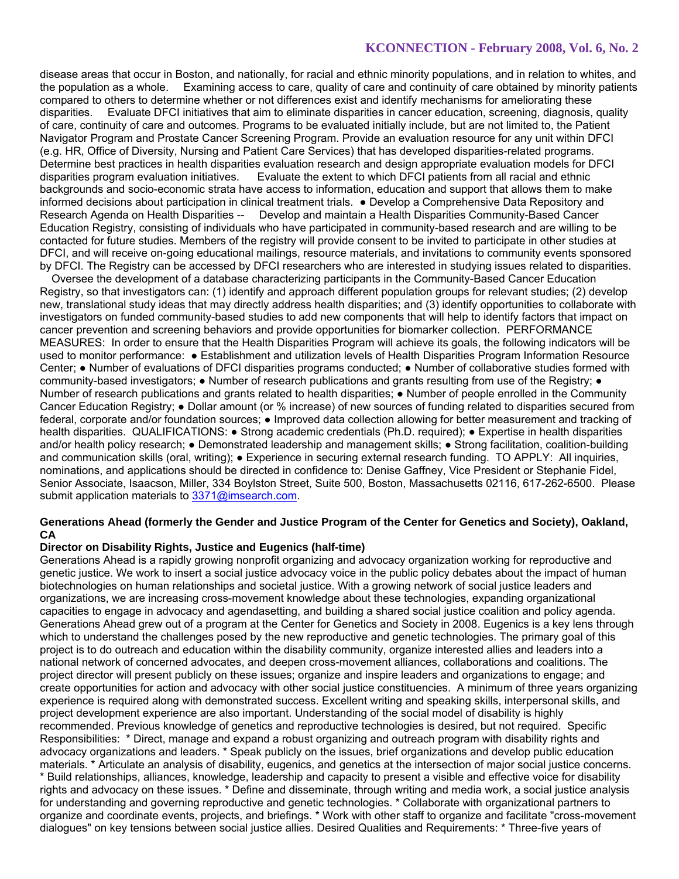disease areas that occur in Boston, and nationally, for racial and ethnic minority populations, and in relation to whites, and the population as a whole.    Examining access to care, quality of care and continuity of care obtained by minority patients compared to others to determine whether or not differences exist and identify mechanisms for ameliorating these disparities.    Evaluate DFCI initiatives that aim to eliminate disparities in cancer education, screening, diagnosis, quality of care, continuity of care and outcomes. Programs to be evaluated initially include, but are not limited to, the Patient Navigator Program and Prostate Cancer Screening Program. Provide an evaluation resource for any unit within DFCI (e.g. HR, Office of Diversity, Nursing and Patient Care Services) that has developed disparities-related programs. Determine best practices in health disparities evaluation research and design appropriate evaluation models for DFCI disparities program evaluation initiatives.    Evaluate the extent to which DFCI patients from all racial and ethnic backgrounds and socio-economic strata have access to information, education and support that allows them to make informed decisions about participation in clinical treatment trials. ● Develop a Comprehensive Data Repository and Research Agenda on Health Disparities --    Develop and maintain a Health Disparities Community-Based Cancer Education Registry, consisting of individuals who have participated in community-based research and are willing to be contacted for future studies. Members of the registry will provide consent to be invited to participate in other studies at DFCI, and will receive on-going educational mailings, resource materials, and invitations to community events sponsored by DFCI. The Registry can be accessed by DFCI researchers who are interested in studying issues related to disparities.    Oversee the development of a database characterizing participants in the Community-Based Cancer Education Registry, so that investigators can: (1) identify and approach different population groups for relevant studies; (2) develop new, translational study ideas that may directly address health disparities; and (3) identify opportunities to collaborate with investigators on funded community-based studies to add new components that will help to identify factors that impact on cancer prevention and screening behaviors and provide opportunities for biomarker collection.  PERFORMANCE MEASURES:  In order to ensure that the Health Disparities Program will achieve its goals, the following indicators will be used to monitor performance:  ● Establishment and utilization levels of Health Disparities Program Information Resource Center; ● Number of evaluations of DFCI disparities programs conducted; ● Number of collaborative studies formed with community-based investigators; ● Number of research publications and grants resulting from use of the Registry; ● Number of research publications and grants related to health disparities; ● Number of people enrolled in the Community Cancer Education Registry; ● Dollar amount (or % increase) of new sources of funding related to disparities secured from federal, corporate and/or foundation sources; ● Improved data collection allowing for better measurement and tracking of health disparities.  QUALIFICATIONS: ● Strong academic credentials (Ph.D. required); ● Expertise in health disparities and/or health policy research; ● Demonstrated leadership and management skills; ● Strong facilitation, coalition-building and communication skills (oral, writing); ● Experience in securing external research funding.  TO APPLY:  All inquiries, nominations, and applications should be directed in confidence to: Denise Gaffney, Vice President or Stephanie Fidel, Senior Associate, Isaacson, Miller, 334 Boylston Street, Suite 500, Boston, Massachusetts 02116, 617-262-6500.  Please submit application materials to 3371@imsearch.com.

**Generations Ahead (formerly the Gender and Justice Program of the Center for Genetics and Society), Oakland, CA**

**Director on Disability Rights, Justice and Eugenics (half-time)**

Generations Ahead is a rapidly growing nonprofit organizing and advocacy organization working for reproductive and genetic justice. We work to insert a social justice advocacy voice in the public policy debates about the impact of human biotechnologies on human relationships and societal justice. With a growing network of social justice leaders and organizations, we are increasing cross-movement knowledge about these technologies, expanding organizational capacities to engage in advocacy and agendasetting, and building a shared social justice coalition and policy agenda. Generations Ahead grew out of a program at the Center for Genetics and Society in 2008. Eugenics is a key lens through which to understand the challenges posed by the new reproductive and genetic technologies. The primary goal of this project is to do outreach and education within the disability community, organize interested allies and leaders into a national network of concerned advocates, and deepen cross-movement alliances, collaborations and coalitions. The project director will present publicly on these issues; organize and inspire leaders and organizations to engage; and create opportunities for action and advocacy with other social justice constituencies.  A minimum of three years organizing experience is required along with demonstrated success. Excellent writing and speaking skills, interpersonal skills, and project development experience are also important. Understanding of the social model of disability is highly recommended. Previous knowledge of genetics and reproductive technologies is desired, but not required.  Specific Responsibilities:  * Direct, manage and expand a robust organizing and outreach program with disability rights and advocacy organizations and leaders. * Speak publicly on the issues, brief organizations and develop public education materials. * Articulate an analysis of disability, eugenics, and genetics at the intersection of major social justice concerns. * Build relationships, alliances, knowledge, leadership and capacity to present a visible and effective voice for disability rights and advocacy on these issues. * Define and disseminate, through writing and media work, a social justice analysis for understanding and governing reproductive and genetic technologies. * Collaborate with organizational partners to organize and coordinate events, projects, and briefings. * Work with other staff to organize and facilitate "cross-movement dialogues" on key tensions between social justice allies. Desired Qualities and Requirements: * Three-five years of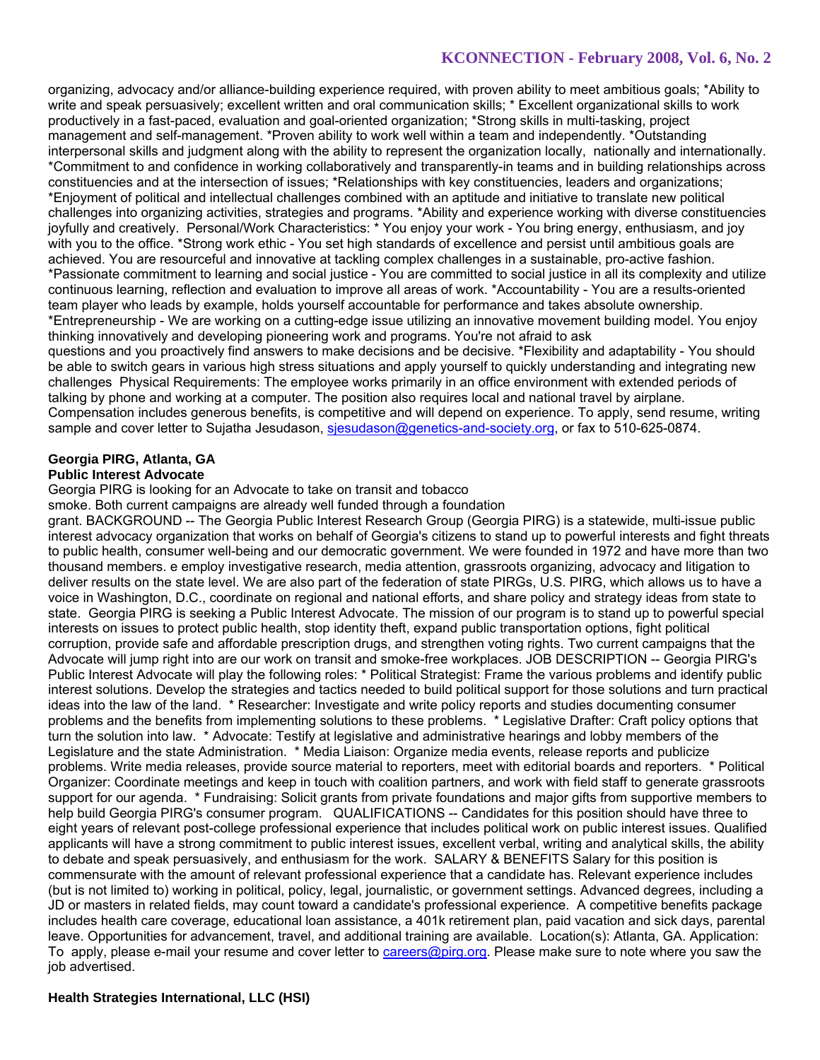organizing, advocacy and/or alliance-building experience required, with proven ability to meet ambitious goals; *Ability to write and speak persuasively; excellent written and oral communication skills; * Excellent organizational skills to work productively in a fast-paced, evaluation and goal-oriented organization; *Strong skills in multi-tasking, project management and self-management. *Proven ability to work well within a team and independently. *Outstanding interpersonal skills and judgment along with the ability to represent the organization locally, nationally and internationally. *Commitment to and confidence in working collaboratively and transparently-in teams and in building relationships across constituencies and at the intersection of issues; *Relationships with key constituencies, leaders and organizations; *Enjoyment of political and intellectual challenges combined with an aptitude and initiative to translate new political challenges into organizing activities, strategies and programs. *Ability and experience working with diverse constituencies joyfully and creatively. Personal/Work Characteristics: * You enjoy your work - You bring energy, enthusiasm, and joy with you to the office. *Strong work ethic - You set high standards of excellence and persist until ambitious goals are achieved. You are resourceful and innovative at tackling complex challenges in a sustainable, pro-active fashion. *Passionate commitment to learning and social justice - You are committed to social justice in all its complexity and utilize continuous learning, reflection and evaluation to improve all areas of work. *Accountability - You are a results-oriented team player who leads by example, holds yourself accountable for performance and takes absolute ownership. *Entrepreneurship - We are working on a cutting-edge issue utilizing an innovative movement building model. You enjoy thinking innovatively and developing pioneering work and programs. You're not afraid to ask questions and you proactively find answers to make decisions and be decisive. *Flexibility and adaptability - You should be able to switch gears in various high stress situations and apply yourself to quickly understanding and integrating new challenges Physical Requirements: The employee works primarily in an office environment with extended periods of talking by phone and working at a computer. The position also requires local and national travel by airplane. Compensation includes generous benefits, is competitive and will depend on experience. To apply, send resume, writing sample and cover letter to Sujatha Jesudason, sjesudason@genetics-and-society.org, or fax to 510-625-0874.

**Georgia PIRG, Atlanta, GA**
**Public Interest Advocate**

Georgia PIRG is looking for an Advocate to take on transit and tobacco smoke. Both current campaigns are already well funded through a foundation grant. BACKGROUND -- The Georgia Public Interest Research Group (Georgia PIRG) is a statewide, multi-issue public interest advocacy organization that works on behalf of Georgia's citizens to stand up to powerful interests and fight threats to public health, consumer well-being and our democratic government. We were founded in 1972 and have more than two thousand members. e employ investigative research, media attention, grassroots organizing, advocacy and litigation to deliver results on the state level. We are also part of the federation of state PIRGs, U.S. PIRG, which allows us to have a voice in Washington, D.C., coordinate on regional and national efforts, and share policy and strategy ideas from state to state. Georgia PIRG is seeking a Public Interest Advocate. The mission of our program is to stand up to powerful special interests on issues to protect public health, stop identity theft, expand public transportation options, fight political corruption, provide safe and affordable prescription drugs, and strengthen voting rights. Two current campaigns that the Advocate will jump right into are our work on transit and smoke-free workplaces. JOB DESCRIPTION -- Georgia PIRG's Public Interest Advocate will play the following roles: * Political Strategist: Frame the various problems and identify public interest solutions. Develop the strategies and tactics needed to build political support for those solutions and turn practical ideas into the law of the land. * Researcher: Investigate and write policy reports and studies documenting consumer problems and the benefits from implementing solutions to these problems. * Legislative Drafter: Craft policy options that turn the solution into law. * Advocate: Testify at legislative and administrative hearings and lobby members of the Legislature and the state Administration. * Media Liaison: Organize media events, release reports and publicize problems. Write media releases, provide source material to reporters, meet with editorial boards and reporters. * Political Organizer: Coordinate meetings and keep in touch with coalition partners, and work with field staff to generate grassroots support for our agenda. * Fundraising: Solicit grants from private foundations and major gifts from supportive members to help build Georgia PIRG's consumer program. QUALIFICATIONS -- Candidates for this position should have three to eight years of relevant post-college professional experience that includes political work on public interest issues. Qualified applicants will have a strong commitment to public interest issues, excellent verbal, writing and analytical skills, the ability to debate and speak persuasively, and enthusiasm for the work. SALARY & BENEFITS Salary for this position is commensurate with the amount of relevant professional experience that a candidate has. Relevant experience includes (but is not limited to) working in political, policy, legal, journalistic, or government settings. Advanced degrees, including a JD or masters in related fields, may count toward a candidate's professional experience. A competitive benefits package includes health care coverage, educational loan assistance, a 401k retirement plan, paid vacation and sick days, parental leave. Opportunities for advancement, travel, and additional training are available. Location(s): Atlanta, GA. Application: To apply, please e-mail your resume and cover letter to careers@pirg.org. Please make sure to note where you saw the job advertised.

**Health Strategies International, LLC (HSI)**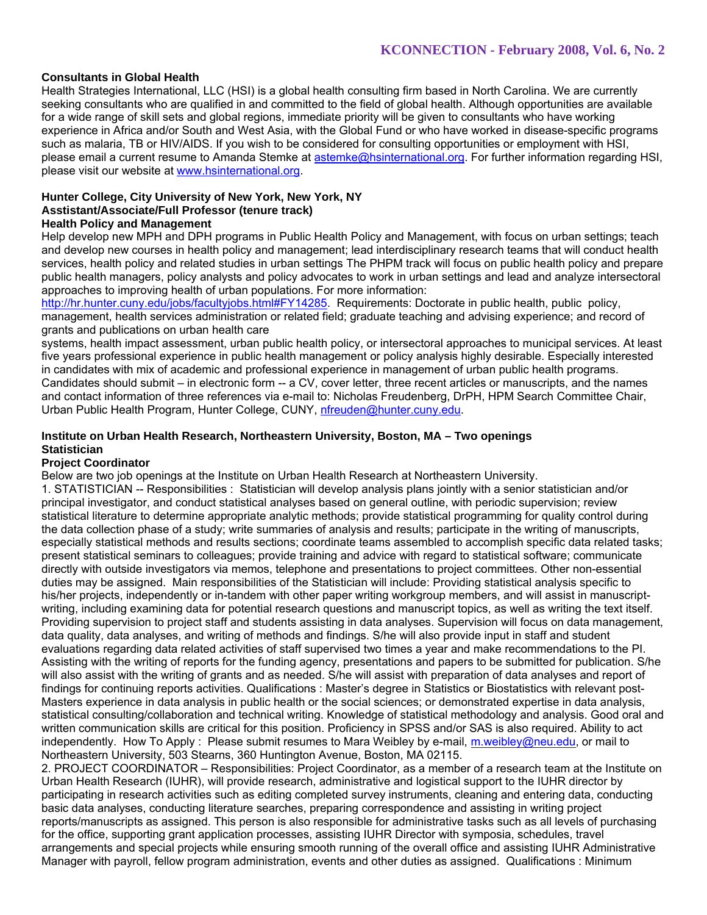**Consultants in Global Health**

Health Strategies International, LLC (HSI) is a global health consulting firm based in North Carolina. We are currently seeking consultants who are qualified in and committed to the field of global health. Although opportunities are available for a wide range of skill sets and global regions, immediate priority will be given to consultants who have working experience in Africa and/or South and West Asia, with the Global Fund or who have worked in disease-specific programs such as malaria, TB or HIV/AIDS. If you wish to be considered for consulting opportunities or employment with HSI, please email a current resume to Amanda Stemke at astemke@hsinternational.org. For further information regarding HSI, please visit our website at www.hsinternational.org.

**Hunter College, City University of New York, New York, NY**
**Asstistant/Associate/Full Professor (tenure track)**
**Health Policy and Management**

Help develop new MPH and DPH programs in Public Health Policy and Management, with focus on urban settings; teach and develop new courses in health policy and management; lead interdisciplinary research teams that will conduct health services, health policy and related studies in urban settings The PHPM track will focus on public health policy and prepare public health managers, policy analysts and policy advocates to work in urban settings and lead and analyze intersectoral approaches to improving health of urban populations. For more information: http://hr.hunter.cuny.edu/jobs/facultyjobs.html#FY14285. Requirements: Doctorate in public health, public policy, management, health services administration or related field; graduate teaching and advising experience; and record of grants and publications on urban health care
systems, health impact assessment, urban public health policy, or intersectoral approaches to municipal services. At least five years professional experience in public health management or policy analysis highly desirable. Especially interested in candidates with mix of academic and professional experience in management of urban public health programs. Candidates should submit – in electronic form -- a CV, cover letter, three recent articles or manuscripts, and the names and contact information of three references via e-mail to: Nicholas Freudenberg, DrPH, HPM Search Committee Chair, Urban Public Health Program, Hunter College, CUNY, nfreuden@hunter.cuny.edu.

**Institute on Urban Health Research, Northeastern University, Boston, MA – Two openings**
**Statistician**
**Project Coordinator**

Below are two job openings at the Institute on Urban Health Research at Northeastern University.

1. STATISTICIAN -- Responsibilities : Statistician will develop analysis plans jointly with a senior statistician and/or principal investigator, and conduct statistical analyses based on general outline, with periodic supervision; review statistical literature to determine appropriate analytic methods; provide statistical programming for quality control during the data collection phase of a study; write summaries of analysis and results; participate in the writing of manuscripts, especially statistical methods and results sections; coordinate teams assembled to accomplish specific data related tasks; present statistical seminars to colleagues; provide training and advice with regard to statistical software; communicate directly with outside investigators via memos, telephone and presentations to project committees. Other non-essential duties may be assigned. Main responsibilities of the Statistician will include: Providing statistical analysis specific to his/her projects, independently or in-tandem with other paper writing workgroup members, and will assist in manuscript-writing, including examining data for potential research questions and manuscript topics, as well as writing the text itself. Providing supervision to project staff and students assisting in data analyses. Supervision will focus on data management, data quality, data analyses, and writing of methods and findings. S/he will also provide input in staff and student evaluations regarding data related activities of staff supervised two times a year and make recommendations to the PI. Assisting with the writing of reports for the funding agency, presentations and papers to be submitted for publication. S/he will also assist with the writing of grants and as needed. S/he will assist with preparation of data analyses and report of findings for continuing reports activities. Qualifications : Master's degree in Statistics or Biostatistics with relevant post-Masters experience in data analysis in public health or the social sciences; or demonstrated expertise in data analysis, statistical consulting/collaboration and technical writing. Knowledge of statistical methodology and analysis. Good oral and written communication skills are critical for this position. Proficiency in SPSS and/or SAS is also required. Ability to act independently. How To Apply : Please submit resumes to Mara Weibley by e-mail, m.weibley@neu.edu, or mail to Northeastern University, 503 Stearns, 360 Huntington Avenue, Boston, MA 02115.

2. PROJECT COORDINATOR – Responsibilities: Project Coordinator, as a member of a research team at the Institute on Urban Health Research (IUHR), will provide research, administrative and logistical support to the IUHR director by participating in research activities such as editing completed survey instruments, cleaning and entering data, conducting basic data analyses, conducting literature searches, preparing correspondence and assisting in writing project reports/manuscripts as assigned. This person is also responsible for administrative tasks such as all levels of purchasing for the office, supporting grant application processes, assisting IUHR Director with symposia, schedules, travel arrangements and special projects while ensuring smooth running of the overall office and assisting IUHR Administrative Manager with payroll, fellow program administration, events and other duties as assigned. Qualifications : Minimum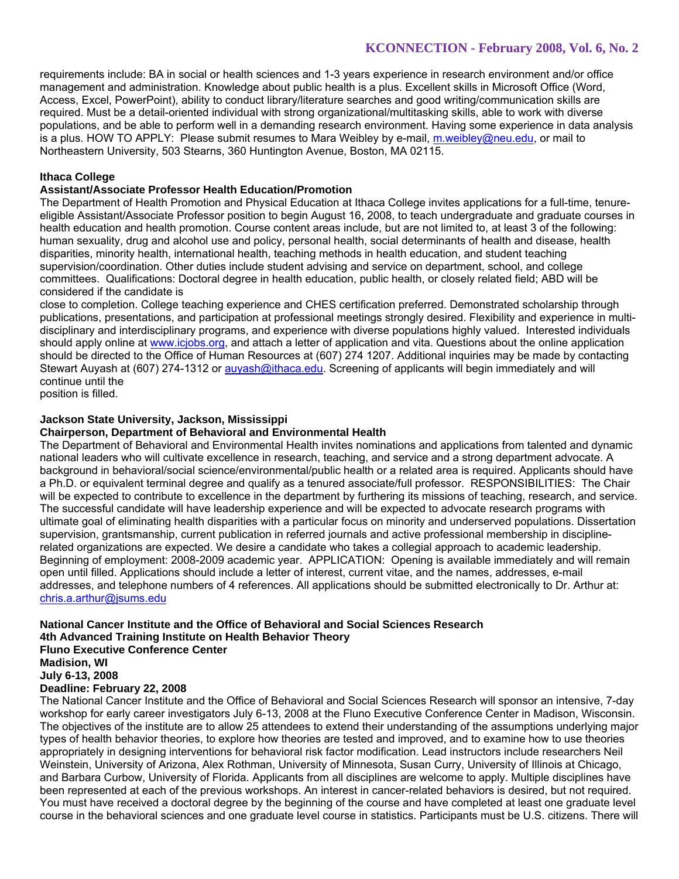requirements include: BA in social or health sciences and 1-3 years experience in research environment and/or office management and administration. Knowledge about public health is a plus. Excellent skills in Microsoft Office (Word, Access, Excel, PowerPoint), ability to conduct library/literature searches and good writing/communication skills are required. Must be a detail-oriented individual with strong organizational/multitasking skills, able to work with diverse populations, and be able to perform well in a demanding research environment. Having some experience in data analysis is a plus. HOW TO APPLY: Please submit resumes to Mara Weibley by e-mail, m.weibley@neu.edu, or mail to Northeastern University, 503 Stearns, 360 Huntington Avenue, Boston, MA 02115.

**Ithaca College**
**Assistant/Associate Professor Health Education/Promotion**

The Department of Health Promotion and Physical Education at Ithaca College invites applications for a full-time, tenure-eligible Assistant/Associate Professor position to begin August 16, 2008, to teach undergraduate and graduate courses in health education and health promotion. Course content areas include, but are not limited to, at least 3 of the following: human sexuality, drug and alcohol use and policy, personal health, social determinants of health and disease, health disparities, minority health, international health, teaching methods in health education, and student teaching supervision/coordination. Other duties include student advising and service on department, school, and college committees. Qualifications: Doctoral degree in health education, public health, or closely related field; ABD will be considered if the candidate is close to completion. College teaching experience and CHES certification preferred. Demonstrated scholarship through publications, presentations, and participation at professional meetings strongly desired. Flexibility and experience in multi-disciplinary and interdisciplinary programs, and experience with diverse populations highly valued. Interested individuals should apply online at www.icjobs.org, and attach a letter of application and vita. Questions about the online application should be directed to the Office of Human Resources at (607) 274 1207. Additional inquiries may be made by contacting Stewart Auyash at (607) 274-1312 or auyash@ithaca.edu. Screening of applicants will begin immediately and will continue until the position is filled.

**Jackson State University, Jackson, Mississippi**
**Chairperson, Department of Behavioral and Environmental Health**

The Department of Behavioral and Environmental Health invites nominations and applications from talented and dynamic national leaders who will cultivate excellence in research, teaching, and service and a strong department advocate. A background in behavioral/social science/environmental/public health or a related area is required. Applicants should have a Ph.D. or equivalent terminal degree and qualify as a tenured associate/full professor. RESPONSIBILITIES: The Chair will be expected to contribute to excellence in the department by furthering its missions of teaching, research, and service. The successful candidate will have leadership experience and will be expected to advocate research programs with ultimate goal of eliminating health disparities with a particular focus on minority and underserved populations. Dissertation supervision, grantsmanship, current publication in referred journals and active professional membership in discipline-related organizations are expected. We desire a candidate who takes a collegial approach to academic leadership. Beginning of employment: 2008-2009 academic year. APPLICATION: Opening is available immediately and will remain open until filled. Applications should include a letter of interest, current vitae, and the names, addresses, e-mail addresses, and telephone numbers of 4 references. All applications should be submitted electronically to Dr. Arthur at: chris.a.arthur@jsums.edu

**National Cancer Institute and the Office of Behavioral and Social Sciences Research**
**4th Advanced Training Institute on Health Behavior Theory**
**Fluno Executive Conference Center**
**Madison, WI**
**July 6-13, 2008**
**Deadline: February 22, 2008**

The National Cancer Institute and the Office of Behavioral and Social Sciences Research will sponsor an intensive, 7-day workshop for early career investigators July 6-13, 2008 at the Fluno Executive Conference Center in Madison, Wisconsin. The objectives of the institute are to allow 25 attendees to extend their understanding of the assumptions underlying major types of health behavior theories, to explore how theories are tested and improved, and to examine how to use theories appropriately in designing interventions for behavioral risk factor modification. Lead instructors include researchers Neil Weinstein, University of Arizona, Alex Rothman, University of Minnesota, Susan Curry, University of Illinois at Chicago, and Barbara Curbow, University of Florida. Applicants from all disciplines are welcome to apply. Multiple disciplines have been represented at each of the previous workshops. An interest in cancer-related behaviors is desired, but not required. You must have received a doctoral degree by the beginning of the course and have completed at least one graduate level course in the behavioral sciences and one graduate level course in statistics. Participants must be U.S. citizens. There will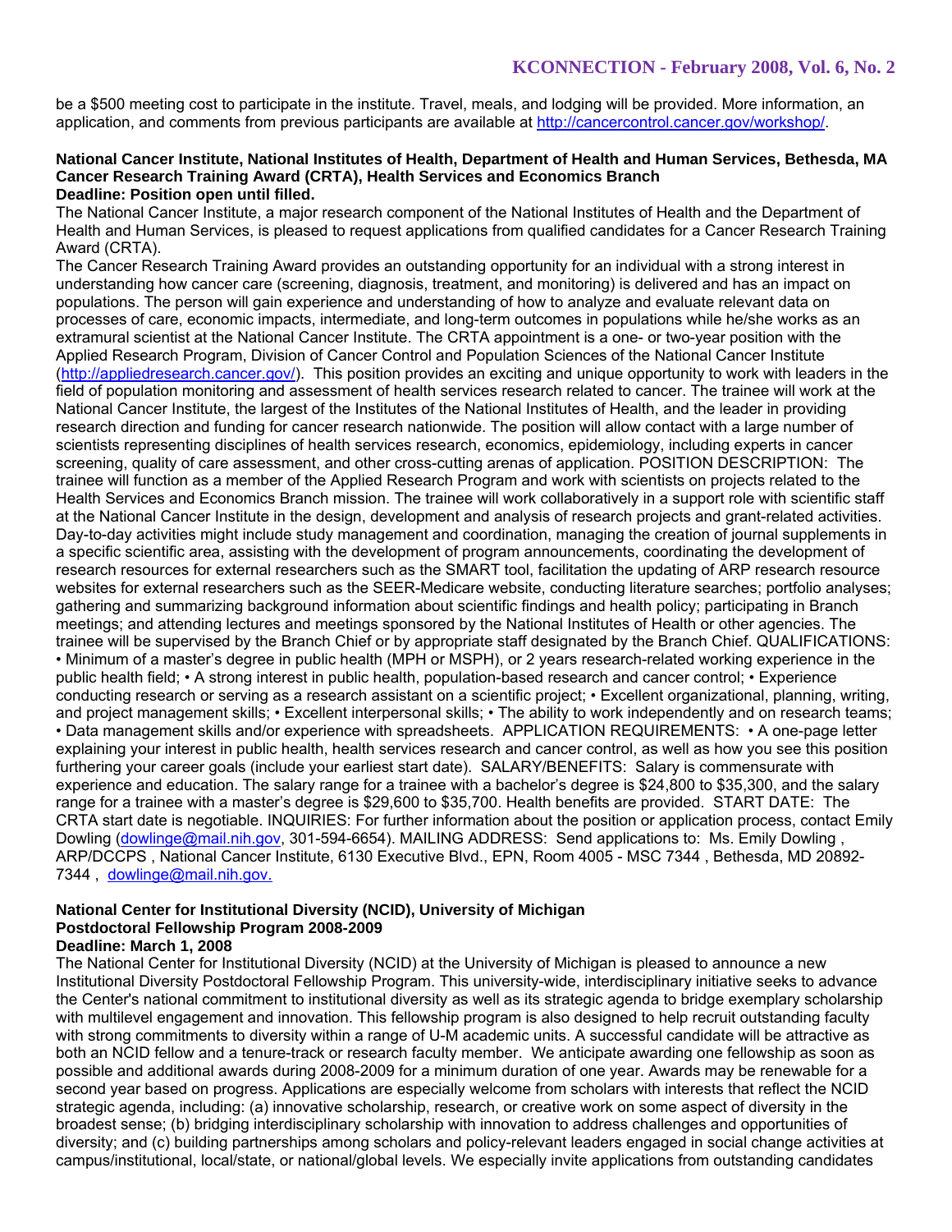be a $500 meeting cost to participate in the institute. Travel, meals, and lodging will be provided. More information, an application, and comments from previous participants are available at http://cancercontrol.cancer.gov/workshop/.

**National Cancer Institute, National Institutes of Health, Department of Health and Human Services, Bethesda, MA**
**Cancer Research Training Award (CRTA), Health Services and Economics Branch**
**Deadline: Position open until filled.**

The National Cancer Institute, a major research component of the National Institutes of Health and the Department of Health and Human Services, is pleased to request applications from qualified candidates for a Cancer Research Training Award (CRTA).

The Cancer Research Training Award provides an outstanding opportunity for an individual with a strong interest in understanding how cancer care (screening, diagnosis, treatment, and monitoring) is delivered and has an impact on populations. The person will gain experience and understanding of how to analyze and evaluate relevant data on processes of care, economic impacts, intermediate, and long-term outcomes in populations while he/she works as an extramural scientist at the National Cancer Institute. The CRTA appointment is a one- or two-year position with the Applied Research Program, Division of Cancer Control and Population Sciences of the National Cancer Institute (http://appliedresearch.cancer.gov/). This position provides an exciting and unique opportunity to work with leaders in the field of population monitoring and assessment of health services research related to cancer. The trainee will work at the National Cancer Institute, the largest of the Institutes of the National Institutes of Health, and the leader in providing research direction and funding for cancer research nationwide. The position will allow contact with a large number of scientists representing disciplines of health services research, economics, epidemiology, including experts in cancer screening, quality of care assessment, and other cross-cutting arenas of application. POSITION DESCRIPTION: The trainee will function as a member of the Applied Research Program and work with scientists on projects related to the Health Services and Economics Branch mission. The trainee will work collaboratively in a support role with scientific staff at the National Cancer Institute in the design, development and analysis of research projects and grant-related activities. Day-to-day activities might include study management and coordination, managing the creation of journal supplements in a specific scientific area, assisting with the development of program announcements, coordinating the development of research resources for external researchers such as the SMART tool, facilitation the updating of ARP research resource websites for external researchers such as the SEER-Medicare website, conducting literature searches; portfolio analyses; gathering and summarizing background information about scientific findings and health policy; participating in Branch meetings; and attending lectures and meetings sponsored by the National Institutes of Health or other agencies. The trainee will be supervised by the Branch Chief or by appropriate staff designated by the Branch Chief. QUALIFICATIONS: • Minimum of a master's degree in public health (MPH or MSPH), or 2 years research-related working experience in the public health field; • A strong interest in public health, population-based research and cancer control; • Experience conducting research or serving as a research assistant on a scientific project; • Excellent organizational, planning, writing, and project management skills; • Excellent interpersonal skills; • The ability to work independently and on research teams; • Data management skills and/or experience with spreadsheets. APPLICATION REQUIREMENTS: • A one-page letter explaining your interest in public health, health services research and cancer control, as well as how you see this position furthering your career goals (include your earliest start date). SALARY/BENEFITS: Salary is commensurate with experience and education. The salary range for a trainee with a bachelor's degree is $24,800 to $35,300, and the salary range for a trainee with a master's degree is $29,600 to $35,700. Health benefits are provided. START DATE: The CRTA start date is negotiable. INQUIRIES: For further information about the position or application process, contact Emily Dowling (dowlinge@mail.nih.gov, 301-594-6654). MAILING ADDRESS: Send applications to: Ms. Emily Dowling , ARP/DCCPS , National Cancer Institute, 6130 Executive Blvd., EPN, Room 4005 - MSC 7344 , Bethesda, MD 20892-7344 , dowlinge@mail.nih.gov.

**National Center for Institutional Diversity (NCID), University of Michigan**
**Postdoctoral Fellowship Program 2008-2009**
**Deadline: March 1, 2008**

The National Center for Institutional Diversity (NCID) at the University of Michigan is pleased to announce a new Institutional Diversity Postdoctoral Fellowship Program. This university-wide, interdisciplinary initiative seeks to advance the Center's national commitment to institutional diversity as well as its strategic agenda to bridge exemplary scholarship with multilevel engagement and innovation. This fellowship program is also designed to help recruit outstanding faculty with strong commitments to diversity within a range of U-M academic units. A successful candidate will be attractive as both an NCID fellow and a tenure-track or research faculty member. We anticipate awarding one fellowship as soon as possible and additional awards during 2008-2009 for a minimum duration of one year. Awards may be renewable for a second year based on progress. Applications are especially welcome from scholars with interests that reflect the NCID strategic agenda, including: (a) innovative scholarship, research, or creative work on some aspect of diversity in the broadest sense; (b) bridging interdisciplinary scholarship with innovation to address challenges and opportunities of diversity; and (c) building partnerships among scholars and policy-relevant leaders engaged in social change activities at campus/institutional, local/state, or national/global levels. We especially invite applications from outstanding candidates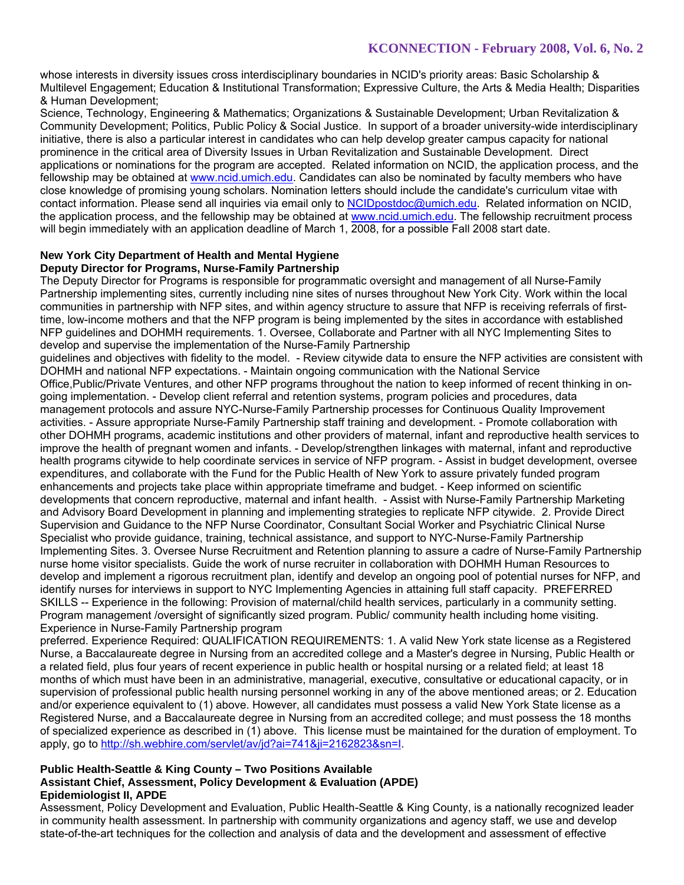whose interests in diversity issues cross interdisciplinary boundaries in NCID's priority areas: Basic Scholarship & Multilevel Engagement; Education & Institutional Transformation; Expressive Culture, the Arts & Media Health; Disparities & Human Development;
Science, Technology, Engineering & Mathematics; Organizations & Sustainable Development; Urban Revitalization & Community Development; Politics, Public Policy & Social Justice. In support of a broader university-wide interdisciplinary initiative, there is also a particular interest in candidates who can help develop greater campus capacity for national prominence in the critical area of Diversity Issues in Urban Revitalization and Sustainable Development. Direct applications or nominations for the program are accepted. Related information on NCID, the application process, and the fellowship may be obtained at www.ncid.umich.edu. Candidates can also be nominated by faculty members who have close knowledge of promising young scholars. Nomination letters should include the candidate's curriculum vitae with contact information. Please send all inquiries via email only to NCIDpostdoc@umich.edu. Related information on NCID, the application process, and the fellowship may be obtained at www.ncid.umich.edu. The fellowship recruitment process will begin immediately with an application deadline of March 1, 2008, for a possible Fall 2008 start date.

**New York City Department of Health and Mental Hygiene**
**Deputy Director for Programs, Nurse-Family Partnership**

The Deputy Director for Programs is responsible for programmatic oversight and management of all Nurse-Family Partnership implementing sites, currently including nine sites of nurses throughout New York City. Work within the local communities in partnership with NFP sites, and within agency structure to assure that NFP is receiving referrals of first-time, low-income mothers and that the NFP program is being implemented by the sites in accordance with established NFP guidelines and DOHMH requirements. 1. Oversee, Collaborate and Partner with all NYC Implementing Sites to develop and supervise the implementation of the Nurse-Family Partnership guidelines and objectives with fidelity to the model. - Review citywide data to ensure the NFP activities are consistent with DOHMH and national NFP expectations. - Maintain ongoing communication with the National Service Office,Public/Private Ventures, and other NFP programs throughout the nation to keep informed of recent thinking in on-going implementation. - Develop client referral and retention systems, program policies and procedures, data management protocols and assure NYC-Nurse-Family Partnership processes for Continuous Quality Improvement activities. - Assure appropriate Nurse-Family Partnership staff training and development. - Promote collaboration with other DOHMH programs, academic institutions and other providers of maternal, infant and reproductive health services to improve the health of pregnant women and infants. - Develop/strengthen linkages with maternal, infant and reproductive health programs citywide to help coordinate services in service of NFP program. - Assist in budget development, oversee expenditures, and collaborate with the Fund for the Public Health of New York to assure privately funded program enhancements and projects take place within appropriate timeframe and budget. - Keep informed on scientific developments that concern reproductive, maternal and infant health. - Assist with Nurse-Family Partnership Marketing and Advisory Board Development in planning and implementing strategies to replicate NFP citywide. 2. Provide Direct Supervision and Guidance to the NFP Nurse Coordinator, Consultant Social Worker and Psychiatric Clinical Nurse Specialist who provide guidance, training, technical assistance, and support to NYC-Nurse-Family Partnership Implementing Sites. 3. Oversee Nurse Recruitment and Retention planning to assure a cadre of Nurse-Family Partnership nurse home visitor specialists. Guide the work of nurse recruiter in collaboration with DOHMH Human Resources to develop and implement a rigorous recruitment plan, identify and develop an ongoing pool of potential nurses for NFP, and identify nurses for interviews in support to NYC Implementing Agencies in attaining full staff capacity. PREFERRED SKILLS -- Experience in the following: Provision of maternal/child health services, particularly in a community setting. Program management /oversight of significantly sized program. Public/ community health including home visiting. Experience in Nurse-Family Partnership program preferred. Experience Required: QUALIFICATION REQUIREMENTS: 1. A valid New York state license as a Registered Nurse, a Baccalaureate degree in Nursing from an accredited college and a Master's degree in Nursing, Public Health or a related field, plus four years of recent experience in public health or hospital nursing or a related field; at least 18 months of which must have been in an administrative, managerial, executive, consultative or educational capacity, or in supervision of professional public health nursing personnel working in any of the above mentioned areas; or 2. Education and/or experience equivalent to (1) above. However, all candidates must possess a valid New York State license as a Registered Nurse, and a Baccalaureate degree in Nursing from an accredited college; and must possess the 18 months of specialized experience as described in (1) above. This license must be maintained for the duration of employment. To apply, go to http://sh.webhire.com/servlet/av/jd?ai=741&ji=2162823&sn=I.

**Public Health-Seattle & King County – Two Positions Available**
**Assistant Chief, Assessment, Policy Development & Evaluation (APDE)**
**Epidemiologist II, APDE**

Assessment, Policy Development and Evaluation, Public Health-Seattle & King County, is a nationally recognized leader in community health assessment. In partnership with community organizations and agency staff, we use and develop state-of-the-art techniques for the collection and analysis of data and the development and assessment of effective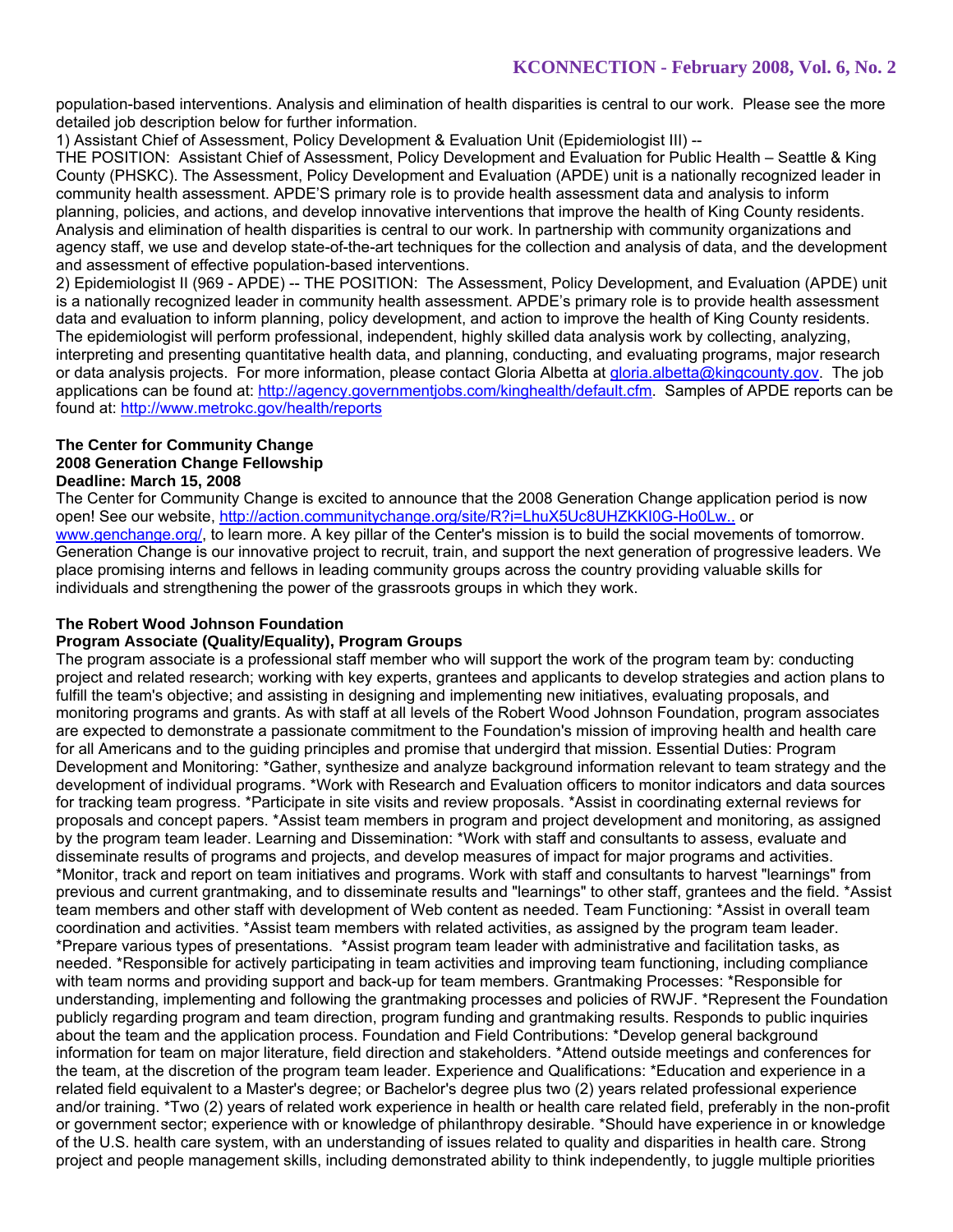population-based interventions. Analysis and elimination of health disparities is central to our work. Please see the more detailed job description below for further information.

1) Assistant Chief of Assessment, Policy Development & Evaluation Unit (Epidemiologist III) --
THE POSITION: Assistant Chief of Assessment, Policy Development and Evaluation for Public Health – Seattle & King County (PHSKC). The Assessment, Policy Development and Evaluation (APDE) unit is a nationally recognized leader in community health assessment. APDE'S primary role is to provide health assessment data and analysis to inform planning, policies, and actions, and develop innovative interventions that improve the health of King County residents. Analysis and elimination of health disparities is central to our work. In partnership with community organizations and agency staff, we use and develop state-of-the-art techniques for the collection and analysis of data, and the development and assessment of effective population-based interventions.

2) Epidemiologist II (969 - APDE) -- THE POSITION: The Assessment, Policy Development, and Evaluation (APDE) unit is a nationally recognized leader in community health assessment. APDE's primary role is to provide health assessment data and evaluation to inform planning, policy development, and action to improve the health of King County residents. The epidemiologist will perform professional, independent, highly skilled data analysis work by collecting, analyzing, interpreting and presenting quantitative health data, and planning, conducting, and evaluating programs, major research or data analysis projects. For more information, please contact Gloria Albetta at gloria.albetta@kingcounty.gov. The job applications can be found at: http://agency.governmentjobs.com/kinghealth/default.cfm. Samples of APDE reports can be found at: http://www.metrokc.gov/health/reports

**The Center for Community Change**
**2008 Generation Change Fellowship**
**Deadline: March 15, 2008**

The Center for Community Change is excited to announce that the 2008 Generation Change application period is now open! See our website, http://action.communitychange.org/site/R?i=LhuX5Uc8UHZKKI0G-Ho0Lw.. or www.genchange.org/, to learn more. A key pillar of the Center's mission is to build the social movements of tomorrow. Generation Change is our innovative project to recruit, train, and support the next generation of progressive leaders. We place promising interns and fellows in leading community groups across the country providing valuable skills for individuals and strengthening the power of the grassroots groups in which they work.

**The Robert Wood Johnson Foundation**
**Program Associate (Quality/Equality), Program Groups**

The program associate is a professional staff member who will support the work of the program team by: conducting project and related research; working with key experts, grantees and applicants to develop strategies and action plans to fulfill the team's objective; and assisting in designing and implementing new initiatives, evaluating proposals, and monitoring programs and grants. As with staff at all levels of the Robert Wood Johnson Foundation, program associates are expected to demonstrate a passionate commitment to the Foundation's mission of improving health and health care for all Americans and to the guiding principles and promise that undergird that mission. Essential Duties: Program Development and Monitoring: *Gather, synthesize and analyze background information relevant to team strategy and the development of individual programs. *Work with Research and Evaluation officers to monitor indicators and data sources for tracking team progress. *Participate in site visits and review proposals. *Assist in coordinating external reviews for proposals and concept papers. *Assist team members in program and project development and monitoring, as assigned by the program team leader. Learning and Dissemination: *Work with staff and consultants to assess, evaluate and disseminate results of programs and projects, and develop measures of impact for major programs and activities. *Monitor, track and report on team initiatives and programs. Work with staff and consultants to harvest "learnings" from previous and current grantmaking, and to disseminate results and "learnings" to other staff, grantees and the field. *Assist team members and other staff with development of Web content as needed. Team Functioning: *Assist in overall team coordination and activities. *Assist team members with related activities, as assigned by the program team leader. *Prepare various types of presentations. *Assist program team leader with administrative and facilitation tasks, as needed. *Responsible for actively participating in team activities and improving team functioning, including compliance with team norms and providing support and back-up for team members. Grantmaking Processes: *Responsible for understanding, implementing and following the grantmaking processes and policies of RWJF. *Represent the Foundation publicly regarding program and team direction, program funding and grantmaking results. Responds to public inquiries about the team and the application process. Foundation and Field Contributions: *Develop general background information for team on major literature, field direction and stakeholders. *Attend outside meetings and conferences for the team, at the discretion of the program team leader. Experience and Qualifications: *Education and experience in a related field equivalent to a Master's degree; or Bachelor's degree plus two (2) years related professional experience and/or training. *Two (2) years of related work experience in health or health care related field, preferably in the non-profit or government sector; experience with or knowledge of philanthropy desirable. *Should have experience in or knowledge of the U.S. health care system, with an understanding of issues related to quality and disparities in health care. Strong project and people management skills, including demonstrated ability to think independently, to juggle multiple priorities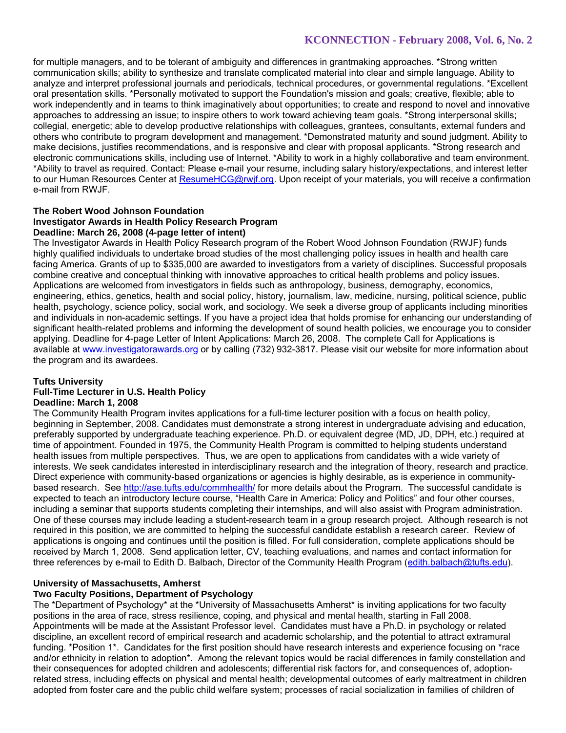for multiple managers, and to be tolerant of ambiguity and differences in grantmaking approaches. *Strong written communication skills; ability to synthesize and translate complicated material into clear and simple language. Ability to analyze and interpret professional journals and periodicals, technical procedures, or governmental regulations. *Excellent oral presentation skills. *Personally motivated to support the Foundation's mission and goals; creative, flexible; able to work independently and in teams to think imaginatively about opportunities; to create and respond to novel and innovative approaches to addressing an issue; to inspire others to work toward achieving team goals. *Strong interpersonal skills; collegial, energetic; able to develop productive relationships with colleagues, grantees, consultants, external funders and others who contribute to program development and management. *Demonstrated maturity and sound judgment. Ability to make decisions, justifies recommendations, and is responsive and clear with proposal applicants. *Strong research and electronic communications skills, including use of Internet. *Ability to work in a highly collaborative and team environment. *Ability to travel as required. Contact: Please e-mail your resume, including salary history/expectations, and interest letter to our Human Resources Center at ResumeHCG@rwjf.org. Upon receipt of your materials, you will receive a confirmation e-mail from RWJF.

**The Robert Wood Johnson Foundation**
**Investigator Awards in Health Policy Research Program**
**Deadline: March 26, 2008 (4-page letter of intent)**

The Investigator Awards in Health Policy Research program of the Robert Wood Johnson Foundation (RWJF) funds highly qualified individuals to undertake broad studies of the most challenging policy issues in health and health care facing America. Grants of up to $335,000 are awarded to investigators from a variety of disciplines. Successful proposals combine creative and conceptual thinking with innovative approaches to critical health problems and policy issues. Applications are welcomed from investigators in fields such as anthropology, business, demography, economics, engineering, ethics, genetics, health and social policy, history, journalism, law, medicine, nursing, political science, public health, psychology, science policy, social work, and sociology. We seek a diverse group of applicants including minorities and individuals in non-academic settings. If you have a project idea that holds promise for enhancing our understanding of significant health-related problems and informing the development of sound health policies, we encourage you to consider applying. Deadline for 4-page Letter of Intent Applications: March 26, 2008. The complete Call for Applications is available at www.investigatorawards.org or by calling (732) 932-3817. Please visit our website for more information about the program and its awardees.

**Tufts University**
**Full-Time Lecturer in U.S. Health Policy**
**Deadline: March 1, 2008**

The Community Health Program invites applications for a full-time lecturer position with a focus on health policy, beginning in September, 2008. Candidates must demonstrate a strong interest in undergraduate advising and education, preferably supported by undergraduate teaching experience. Ph.D. or equivalent degree (MD, JD, DPH, etc.) required at time of appointment. Founded in 1975, the Community Health Program is committed to helping students understand health issues from multiple perspectives. Thus, we are open to applications from candidates with a wide variety of interests. We seek candidates interested in interdisciplinary research and the integration of theory, research and practice. Direct experience with community-based organizations or agencies is highly desirable, as is experience in community-based research. See http://ase.tufts.edu/commhealth/ for more details about the Program. The successful candidate is expected to teach an introductory lecture course, "Health Care in America: Policy and Politics" and four other courses, including a seminar that supports students completing their internships, and will also assist with Program administration. One of these courses may include leading a student-research team in a group research project. Although research is not required in this position, we are committed to helping the successful candidate establish a research career. Review of applications is ongoing and continues until the position is filled. For full consideration, complete applications should be received by March 1, 2008. Send application letter, CV, teaching evaluations, and names and contact information for three references by e-mail to Edith D. Balbach, Director of the Community Health Program (edith.balbach@tufts.edu).

**University of Massachusetts, Amherst**
**Two Faculty Positions, Department of Psychology**

The *Department of Psychology* at the *University of Massachusetts Amherst* is inviting applications for two faculty positions in the area of race, stress resilience, coping, and physical and mental health, starting in Fall 2008. Appointments will be made at the Assistant Professor level. Candidates must have a Ph.D. in psychology or related discipline, an excellent record of empirical research and academic scholarship, and the potential to attract extramural funding. *Position 1*. Candidates for the first position should have research interests and experience focusing on *race and/or ethnicity in relation to adoption*. Among the relevant topics would be racial differences in family constellation and their consequences for adopted children and adolescents; differential risk factors for, and consequences of, adoption-related stress, including effects on physical and mental health; developmental outcomes of early maltreatment in children adopted from foster care and the public child welfare system; processes of racial socialization in families of children of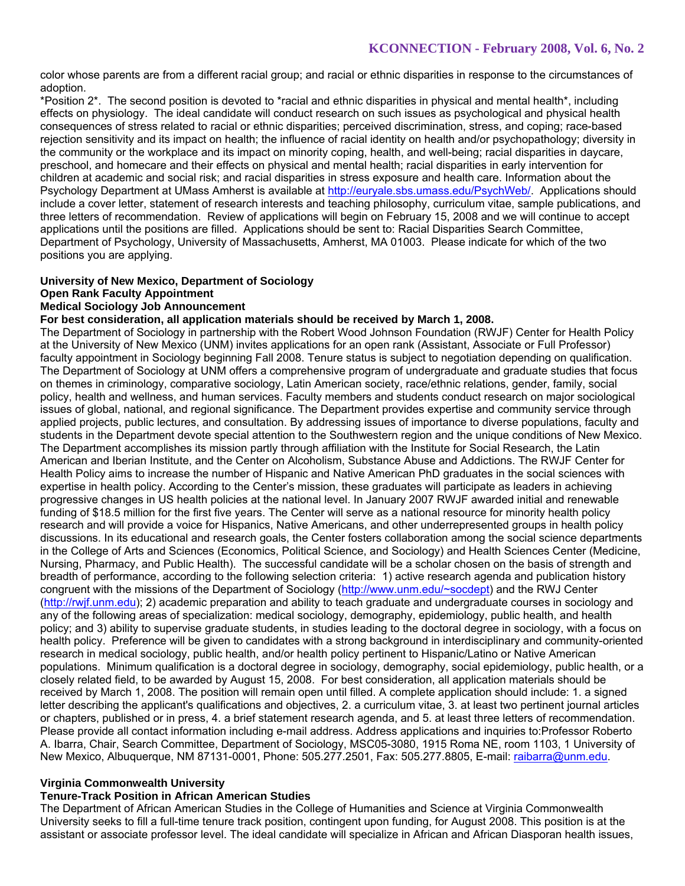color whose parents are from a different racial group; and racial or ethnic disparities in response to the circumstances of adoption.

*Position 2*. The second position is devoted to *racial and ethnic disparities in physical and mental health*, including effects on physiology. The ideal candidate will conduct research on such issues as psychological and physical health consequences of stress related to racial or ethnic disparities; perceived discrimination, stress, and coping; race-based rejection sensitivity and its impact on health; the influence of racial identity on health and/or psychopathology; diversity in the community or the workplace and its impact on minority coping, health, and well-being; racial disparities in daycare, preschool, and homecare and their effects on physical and mental health; racial disparities in early intervention for children at academic and social risk; and racial disparities in stress exposure and health care. Information about the Psychology Department at UMass Amherst is available at http://euryale.sbs.umass.edu/PsychWeb/. Applications should include a cover letter, statement of research interests and teaching philosophy, curriculum vitae, sample publications, and three letters of recommendation. Review of applications will begin on February 15, 2008 and we will continue to accept applications until the positions are filled. Applications should be sent to: Racial Disparities Search Committee, Department of Psychology, University of Massachusetts, Amherst, MA 01003. Please indicate for which of the two positions you are applying.

**University of New Mexico, Department of Sociology**
**Open Rank Faculty Appointment**
**Medical Sociology Job Announcement**
**For best consideration, all application materials should be received by March 1, 2008.**

The Department of Sociology in partnership with the Robert Wood Johnson Foundation (RWJF) Center for Health Policy at the University of New Mexico (UNM) invites applications for an open rank (Assistant, Associate or Full Professor) faculty appointment in Sociology beginning Fall 2008. Tenure status is subject to negotiation depending on qualification. The Department of Sociology at UNM offers a comprehensive program of undergraduate and graduate studies that focus on themes in criminology, comparative sociology, Latin American society, race/ethnic relations, gender, family, social policy, health and wellness, and human services. Faculty members and students conduct research on major sociological issues of global, national, and regional significance. The Department provides expertise and community service through applied projects, public lectures, and consultation. By addressing issues of importance to diverse populations, faculty and students in the Department devote special attention to the Southwestern region and the unique conditions of New Mexico. The Department accomplishes its mission partly through affiliation with the Institute for Social Research, the Latin American and Iberian Institute, and the Center on Alcoholism, Substance Abuse and Addictions. The RWJF Center for Health Policy aims to increase the number of Hispanic and Native American PhD graduates in the social sciences with expertise in health policy. According to the Center's mission, these graduates will participate as leaders in achieving progressive changes in US health policies at the national level. In January 2007 RWJF awarded initial and renewable funding of $18.5 million for the first five years. The Center will serve as a national resource for minority health policy research and will provide a voice for Hispanics, Native Americans, and other underrepresented groups in health policy discussions. In its educational and research goals, the Center fosters collaboration among the social science departments in the College of Arts and Sciences (Economics, Political Science, and Sociology) and Health Sciences Center (Medicine, Nursing, Pharmacy, and Public Health). The successful candidate will be a scholar chosen on the basis of strength and breadth of performance, according to the following selection criteria: 1) active research agenda and publication history congruent with the missions of the Department of Sociology (http://www.unm.edu/~socdept) and the RWJ Center (http://rwjf.unm.edu); 2) academic preparation and ability to teach graduate and undergraduate courses in sociology and any of the following areas of specialization: medical sociology, demography, epidemiology, public health, and health policy; and 3) ability to supervise graduate students, in studies leading to the doctoral degree in sociology, with a focus on health policy. Preference will be given to candidates with a strong background in interdisciplinary and community-oriented research in medical sociology, public health, and/or health policy pertinent to Hispanic/Latino or Native American populations. Minimum qualification is a doctoral degree in sociology, demography, social epidemiology, public health, or a closely related field, to be awarded by August 15, 2008. For best consideration, all application materials should be received by March 1, 2008. The position will remain open until filled. A complete application should include: 1. a signed letter describing the applicant's qualifications and objectives, 2. a curriculum vitae, 3. at least two pertinent journal articles or chapters, published or in press, 4. a brief statement research agenda, and 5. at least three letters of recommendation. Please provide all contact information including e-mail address. Address applications and inquiries to:Professor Roberto A. Ibarra, Chair, Search Committee, Department of Sociology, MSC05-3080, 1915 Roma NE, room 1103, 1 University of New Mexico, Albuquerque, NM 87131-0001, Phone: 505.277.2501, Fax: 505.277.8805, E-mail: raibarra@unm.edu.

**Virginia Commonwealth University**
**Tenure-Track Position in African American Studies**

The Department of African American Studies in the College of Humanities and Science at Virginia Commonwealth University seeks to fill a full-time tenure track position, contingent upon funding, for August 2008. This position is at the assistant or associate professor level. The ideal candidate will specialize in African and African Diasporan health issues,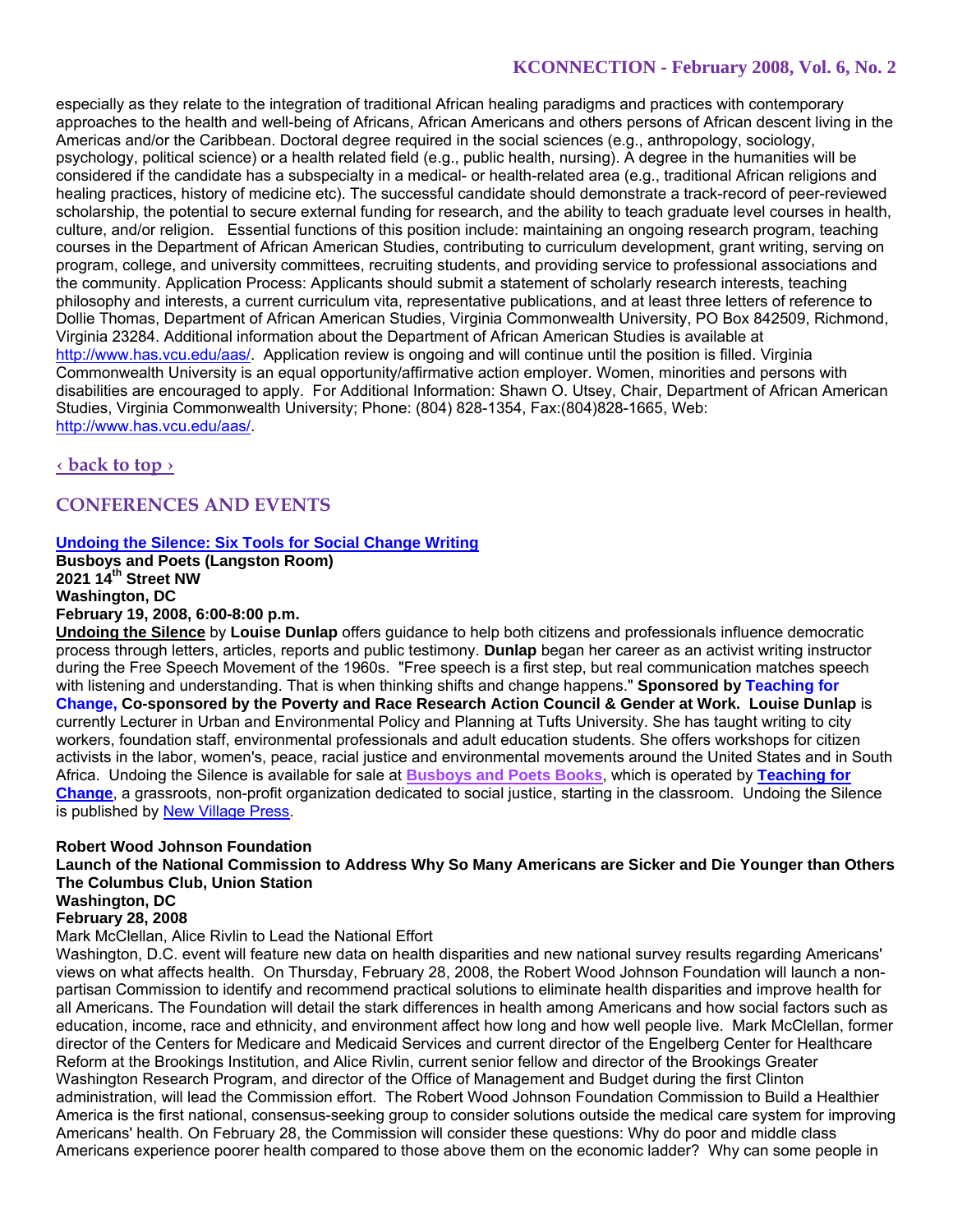especially as they relate to the integration of traditional African healing paradigms and practices with contemporary approaches to the health and well-being of Africans, African Americans and others persons of African descent living in the Americas and/or the Caribbean. Doctoral degree required in the social sciences (e.g., anthropology, sociology, psychology, political science) or a health related field (e.g., public health, nursing). A degree in the humanities will be considered if the candidate has a subspecialty in a medical- or health-related area (e.g., traditional African religions and healing practices, history of medicine etc). The successful candidate should demonstrate a track-record of peer-reviewed scholarship, the potential to secure external funding for research, and the ability to teach graduate level courses in health, culture, and/or religion. Essential functions of this position include: maintaining an ongoing research program, teaching courses in the Department of African American Studies, contributing to curriculum development, grant writing, serving on program, college, and university committees, recruiting students, and providing service to professional associations and the community. Application Process: Applicants should submit a statement of scholarly research interests, teaching philosophy and interests, a current curriculum vita, representative publications, and at least three letters of reference to Dollie Thomas, Department of African American Studies, Virginia Commonwealth University, PO Box 842509, Richmond, Virginia 23284. Additional information about the Department of African American Studies is available at http://www.has.vcu.edu/aas/. Application review is ongoing and will continue until the position is filled. Virginia Commonwealth University is an equal opportunity/affirmative action employer. Women, minorities and persons with disabilities are encouraged to apply. For Additional Information: Shawn O. Utsey, Chair, Department of African American Studies, Virginia Commonwealth University; Phone: (804) 828-1354, Fax:(804)828-1665, Web: http://www.has.vcu.edu/aas/.

‹ back to top ›

## CONFERENCES AND EVENTS

**Undoing the Silence: Six Tools for Social Change Writing**
**Busboys and Poets (Langston Room)**
**2021 14th Street NW**
**Washington, DC**
**February 19, 2008, 6:00-8:00 p.m.**

**Undoing the Silence** by **Louise Dunlap** offers guidance to help both citizens and professionals influence democratic process through letters, articles, reports and public testimony. **Dunlap** began her career as an activist writing instructor during the Free Speech Movement of the 1960s. "Free speech is a first step, but real communication matches speech with listening and understanding. That is when thinking shifts and change happens." **Sponsored by Teaching for Change, Co-sponsored by the Poverty and Race Research Action Council & Gender at Work. Louise Dunlap** is currently Lecturer in Urban and Environmental Policy and Planning at Tufts University. She has taught writing to city workers, foundation staff, environmental professionals and adult education students. She offers workshops for citizen activists in the labor, women's, peace, racial justice and environmental movements around the United States and in South Africa. Undoing the Silence is available for sale at **Busboys and Poets Books**, which is operated by **Teaching for Change**, a grassroots, non-profit organization dedicated to social justice, starting in the classroom. Undoing the Silence is published by New Village Press.

**Robert Wood Johnson Foundation**
**Launch of the National Commission to Address Why So Many Americans are Sicker and Die Younger than Others**
**The Columbus Club, Union Station**
**Washington, DC**
**February 28, 2008**

Mark McClellan, Alice Rivlin to Lead the National Effort
Washington, D.C. event will feature new data on health disparities and new national survey results regarding Americans' views on what affects health. On Thursday, February 28, 2008, the Robert Wood Johnson Foundation will launch a non-partisan Commission to identify and recommend practical solutions to eliminate health disparities and improve health for all Americans. The Foundation will detail the stark differences in health among Americans and how social factors such as education, income, race and ethnicity, and environment affect how long and how well people live. Mark McClellan, former director of the Centers for Medicare and Medicaid Services and current director of the Engelberg Center for Healthcare Reform at the Brookings Institution, and Alice Rivlin, current senior fellow and director of the Brookings Greater Washington Research Program, and director of the Office of Management and Budget during the first Clinton administration, will lead the Commission effort. The Robert Wood Johnson Foundation Commission to Build a Healthier America is the first national, consensus-seeking group to consider solutions outside the medical care system for improving Americans' health. On February 28, the Commission will consider these questions: Why do poor and middle class Americans experience poorer health compared to those above them on the economic ladder? Why can some people in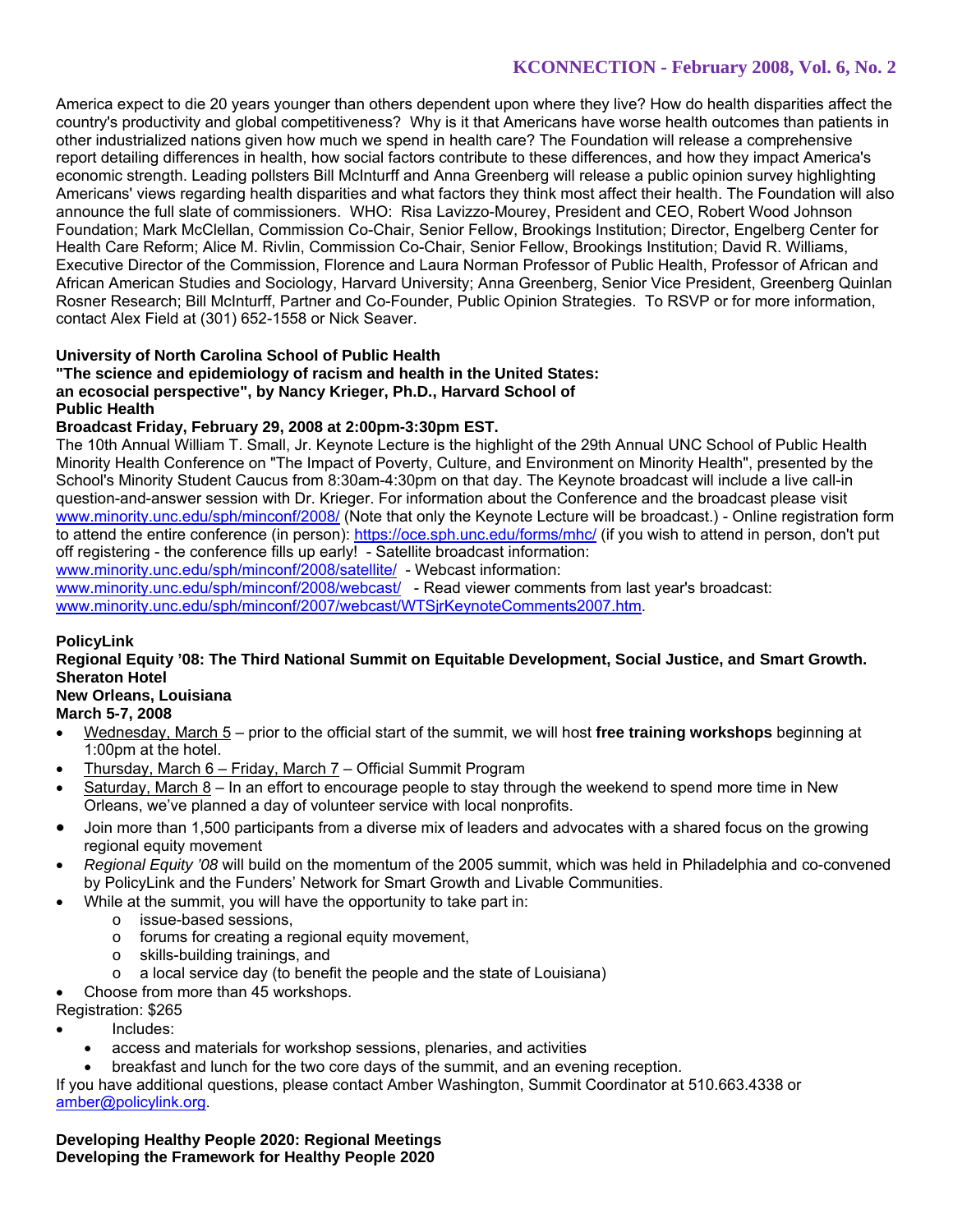America expect to die 20 years younger than others dependent upon where they live? How do health disparities affect the country's productivity and global competitiveness? Why is it that Americans have worse health outcomes than patients in other industrialized nations given how much we spend in health care? The Foundation will release a comprehensive report detailing differences in health, how social factors contribute to these differences, and how they impact America's economic strength. Leading pollsters Bill McInturff and Anna Greenberg will release a public opinion survey highlighting Americans' views regarding health disparities and what factors they think most affect their health. The Foundation will also announce the full slate of commissioners. WHO: Risa Lavizzo-Mourey, President and CEO, Robert Wood Johnson Foundation; Mark McClellan, Commission Co-Chair, Senior Fellow, Brookings Institution; Director, Engelberg Center for Health Care Reform; Alice M. Rivlin, Commission Co-Chair, Senior Fellow, Brookings Institution; David R. Williams, Executive Director of the Commission, Florence and Laura Norman Professor of Public Health, Professor of African and African American Studies and Sociology, Harvard University; Anna Greenberg, Senior Vice President, Greenberg Quinlan Rosner Research; Bill McInturff, Partner and Co-Founder, Public Opinion Strategies. To RSVP or for more information, contact Alex Field at (301) 652-1558 or Nick Seaver.

**University of North Carolina School of Public Health**
**"The science and epidemiology of racism and health in the United States: an ecosocial perspective", by Nancy Krieger, Ph.D., Harvard School of Public Health**
**Broadcast Friday, February 29, 2008 at 2:00pm-3:30pm EST.**

The 10th Annual William T. Small, Jr. Keynote Lecture is the highlight of the 29th Annual UNC School of Public Health Minority Health Conference on "The Impact of Poverty, Culture, and Environment on Minority Health", presented by the School's Minority Student Caucus from 8:30am-4:30pm on that day. The Keynote broadcast will include a live call-in question-and-answer session with Dr. Krieger. For information about the Conference and the broadcast please visit www.minority.unc.edu/sph/minconf/2008/ (Note that only the Keynote Lecture will be broadcast.) - Online registration form to attend the entire conference (in person): https://oce.sph.unc.edu/forms/mhc/ (if you wish to attend in person, don't put off registering - the conference fills up early! - Satellite broadcast information: www.minority.unc.edu/sph/minconf/2008/satellite/ - Webcast information: www.minority.unc.edu/sph/minconf/2008/webcast/ - Read viewer comments from last year's broadcast: www.minority.unc.edu/sph/minconf/2007/webcast/WTSjrKeynoteComments2007.htm.

**PolicyLink**
**Regional Equity '08: The Third National Summit on Equitable Development, Social Justice, and Smart Growth.**
**Sheraton Hotel**
**New Orleans, Louisiana**
**March 5-7, 2008**

- Wednesday, March 5 – prior to the official start of the summit, we will host **free training workshops** beginning at 1:00pm at the hotel.
- Thursday, March 6 – Friday, March 7 – Official Summit Program
- Saturday, March 8 – In an effort to encourage people to stay through the weekend to spend more time in New Orleans, we've planned a day of volunteer service with local nonprofits.
- Join more than 1,500 participants from a diverse mix of leaders and advocates with a shared focus on the growing regional equity movement
- *Regional Equity '08* will build on the momentum of the 2005 summit, which was held in Philadelphia and co-convened by PolicyLink and the Funders' Network for Smart Growth and Livable Communities.
- While at the summit, you will have the opportunity to take part in:
  - issue-based sessions,
  - forums for creating a regional equity movement,
  - skills-building trainings, and
  - a local service day (to benefit the people and the state of Louisiana)
- Choose from more than 45 workshops.

Registration: $265

- Includes:
  - access and materials for workshop sessions, plenaries, and activities
  - breakfast and lunch for the two core days of the summit, and an evening reception.

If you have additional questions, please contact Amber Washington, Summit Coordinator at 510.663.4338 or amber@policylink.org.

**Developing Healthy People 2020: Regional Meetings**
**Developing the Framework for Healthy People 2020**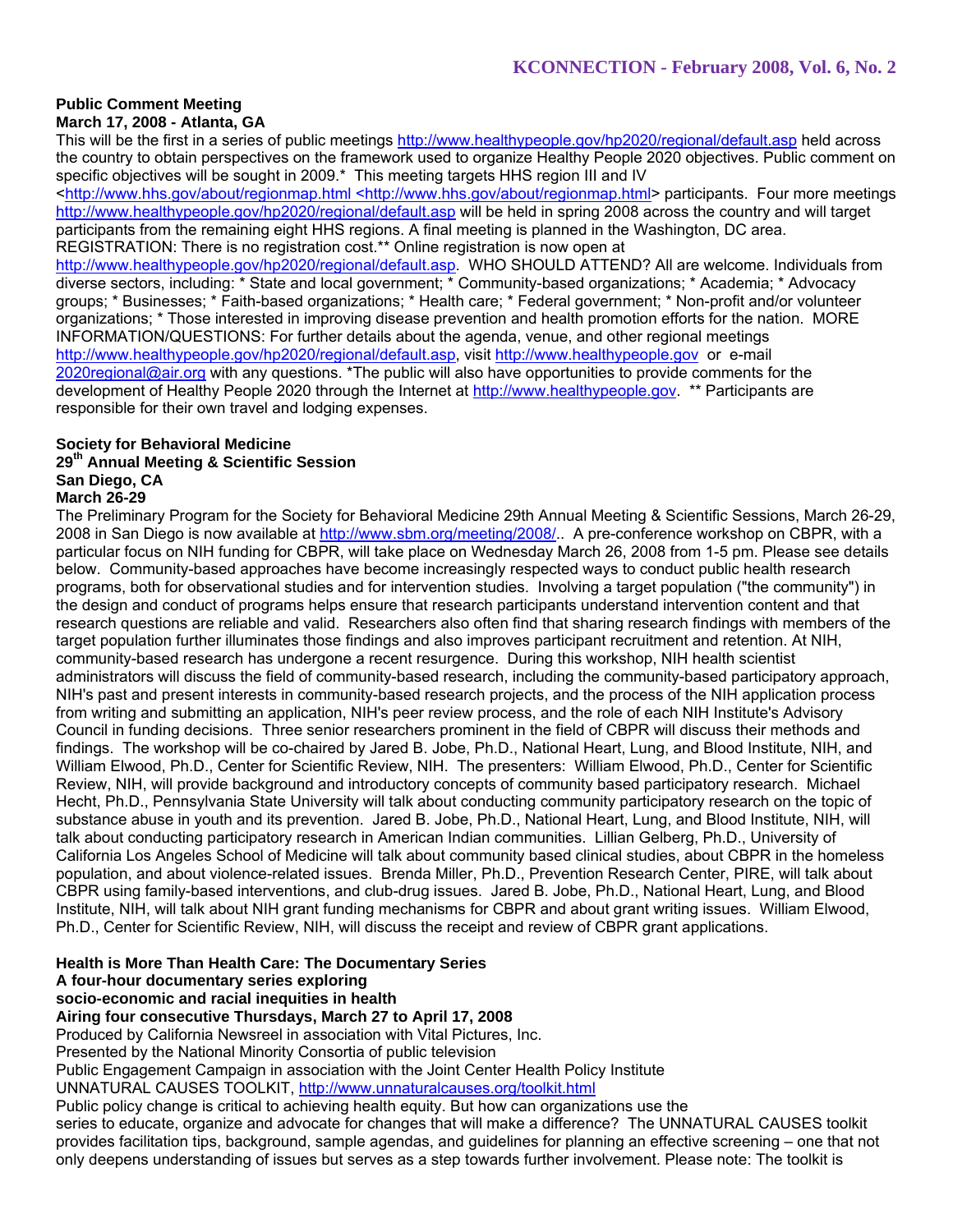**Public Comment Meeting**
**March 17, 2008 - Atlanta, GA**

This will be the first in a series of public meetings http://www.healthypeople.gov/hp2020/regional/default.asp held across the country to obtain perspectives on the framework used to organize Healthy People 2020 objectives. Public comment on specific objectives will be sought in 2009.* This meeting targets HHS region III and IV <http://www.hhs.gov/about/regionmap.html <http://www.hhs.gov/about/regionmap.html> participants. Four more meetings http://www.healthypeople.gov/hp2020/regional/default.asp will be held in spring 2008 across the country and will target participants from the remaining eight HHS regions. A final meeting is planned in the Washington, DC area. REGISTRATION: There is no registration cost.** Online registration is now open at http://www.healthypeople.gov/hp2020/regional/default.asp. WHO SHOULD ATTEND? All are welcome. Individuals from diverse sectors, including: * State and local government; * Community-based organizations; * Academia; * Advocacy groups; * Businesses; * Faith-based organizations; * Health care; * Federal government; * Non-profit and/or volunteer organizations; * Those interested in improving disease prevention and health promotion efforts for the nation. MORE INFORMATION/QUESTIONS: For further details about the agenda, venue, and other regional meetings http://www.healthypeople.gov/hp2020/regional/default.asp, visit http://www.healthypeople.gov or e-mail 2020regional@air.org with any questions. *The public will also have opportunities to provide comments for the development of Healthy People 2020 through the Internet at http://www.healthypeople.gov. ** Participants are responsible for their own travel and lodging expenses.

**Society for Behavioral Medicine**
**29th Annual Meeting & Scientific Session**
**San Diego, CA**
**March 26-29**

The Preliminary Program for the Society for Behavioral Medicine 29th Annual Meeting & Scientific Sessions, March 26-29, 2008 in San Diego is now available at http://www.sbm.org/meeting/2008/.. A pre-conference workshop on CBPR, with a particular focus on NIH funding for CBPR, will take place on Wednesday March 26, 2008 from 1-5 pm. Please see details below. Community-based approaches have become increasingly respected ways to conduct public health research programs, both for observational studies and for intervention studies. Involving a target population ("the community") in the design and conduct of programs helps ensure that research participants understand intervention content and that research questions are reliable and valid. Researchers also often find that sharing research findings with members of the target population further illuminates those findings and also improves participant recruitment and retention. At NIH, community-based research has undergone a recent resurgence. During this workshop, NIH health scientist administrators will discuss the field of community-based research, including the community-based participatory approach, NIH's past and present interests in community-based research projects, and the process of the NIH application process from writing and submitting an application, NIH's peer review process, and the role of each NIH Institute's Advisory Council in funding decisions. Three senior researchers prominent in the field of CBPR will discuss their methods and findings. The workshop will be co-chaired by Jared B. Jobe, Ph.D., National Heart, Lung, and Blood Institute, NIH, and William Elwood, Ph.D., Center for Scientific Review, NIH. The presenters: William Elwood, Ph.D., Center for Scientific Review, NIH, will provide background and introductory concepts of community based participatory research. Michael Hecht, Ph.D., Pennsylvania State University will talk about conducting community participatory research on the topic of substance abuse in youth and its prevention. Jared B. Jobe, Ph.D., National Heart, Lung, and Blood Institute, NIH, will talk about conducting participatory research in American Indian communities. Lillian Gelberg, Ph.D., University of California Los Angeles School of Medicine will talk about community based clinical studies, about CBPR in the homeless population, and about violence-related issues. Brenda Miller, Ph.D., Prevention Research Center, PIRE, will talk about CBPR using family-based interventions, and club-drug issues. Jared B. Jobe, Ph.D., National Heart, Lung, and Blood Institute, NIH, will talk about NIH grant funding mechanisms for CBPR and about grant writing issues. William Elwood, Ph.D., Center for Scientific Review, NIH, will discuss the receipt and review of CBPR grant applications.

**Health is More Than Health Care: The Documentary Series**
**A four-hour documentary series exploring**
**socio-economic and racial inequities in health**
**Airing four consecutive Thursdays, March 27 to April 17, 2008**

Produced by California Newsreel in association with Vital Pictures, Inc.
Presented by the National Minority Consortia of public television
Public Engagement Campaign in association with the Joint Center Health Policy Institute
UNNATURAL CAUSES TOOLKIT, http://www.unnaturalcauses.org/toolkit.html

Public policy change is critical to achieving health equity. But how can organizations use the series to educate, organize and advocate for changes that will make a difference? The UNNATURAL CAUSES toolkit provides facilitation tips, background, sample agendas, and guidelines for planning an effective screening – one that not only deepens understanding of issues but serves as a step towards further involvement. Please note: The toolkit is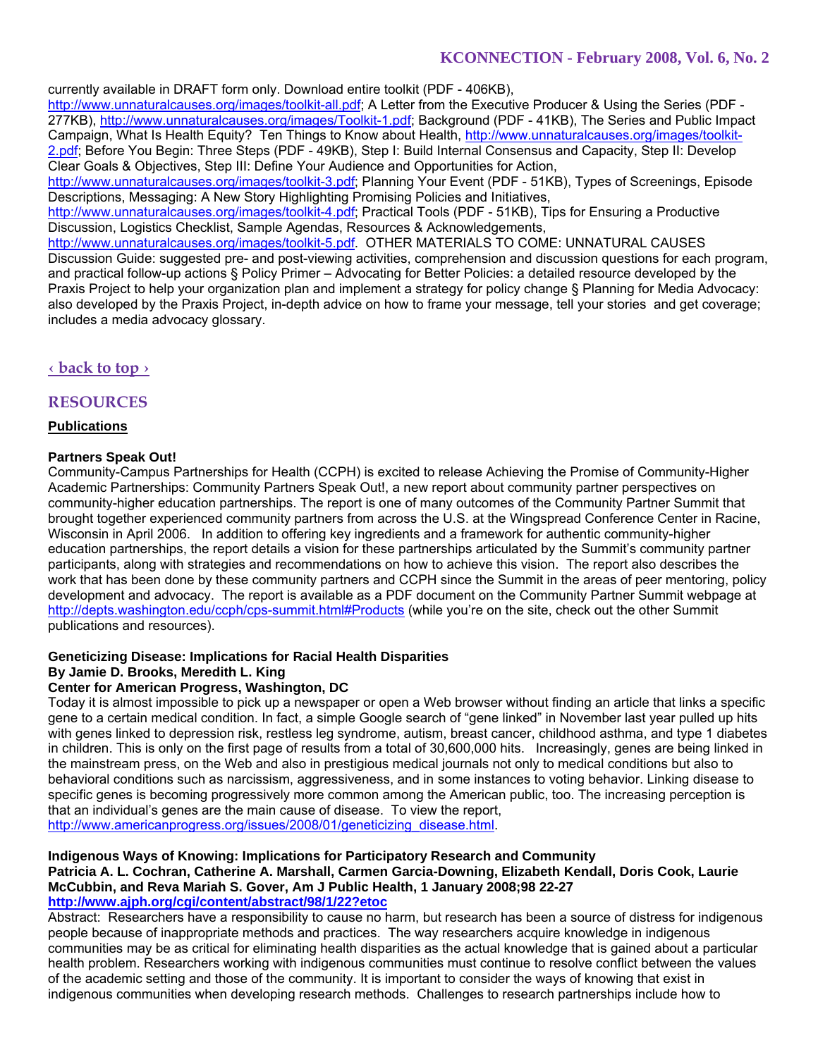currently available in DRAFT form only. Download entire toolkit (PDF - 406KB), http://www.unnaturalcauses.org/images/toolkit-all.pdf; A Letter from the Executive Producer & Using the Series (PDF - 277KB), http://www.unnaturalcauses.org/images/Toolkit-1.pdf; Background (PDF - 41KB), The Series and Public Impact Campaign, What Is Health Equity? Ten Things to Know about Health, http://www.unnaturalcauses.org/images/toolkit-2.pdf; Before You Begin: Three Steps (PDF - 49KB), Step I: Build Internal Consensus and Capacity, Step II: Develop Clear Goals & Objectives, Step III: Define Your Audience and Opportunities for Action, http://www.unnaturalcauses.org/images/toolkit-3.pdf; Planning Your Event (PDF - 51KB), Types of Screenings, Episode Descriptions, Messaging: A New Story Highlighting Promising Policies and Initiatives, http://www.unnaturalcauses.org/images/toolkit-4.pdf; Practical Tools (PDF - 51KB), Tips for Ensuring a Productive Discussion, Logistics Checklist, Sample Agendas, Resources & Acknowledgements, http://www.unnaturalcauses.org/images/toolkit-5.pdf. OTHER MATERIALS TO COME: UNNATURAL CAUSES Discussion Guide: suggested pre- and post-viewing activities, comprehension and discussion questions for each program, and practical follow-up actions § Policy Primer – Advocating for Better Policies: a detailed resource developed by the Praxis Project to help your organization plan and implement a strategy for policy change § Planning for Media Advocacy: also developed by the Praxis Project, in-depth advice on how to frame your message, tell your stories and get coverage; includes a media advocacy glossary.

‹ back to top ›

## RESOURCES

### Publications

**Partners Speak Out!**

Community-Campus Partnerships for Health (CCPH) is excited to release Achieving the Promise of Community-Higher Academic Partnerships: Community Partners Speak Out!, a new report about community partner perspectives on community-higher education partnerships. The report is one of many outcomes of the Community Partner Summit that brought together experienced community partners from across the U.S. at the Wingspread Conference Center in Racine, Wisconsin in April 2006. In addition to offering key ingredients and a framework for authentic community-higher education partnerships, the report details a vision for these partnerships articulated by the Summit's community partner participants, along with strategies and recommendations on how to achieve this vision. The report also describes the work that has been done by these community partners and CCPH since the Summit in the areas of peer mentoring, policy development and advocacy. The report is available as a PDF document on the Community Partner Summit webpage at http://depts.washington.edu/ccph/cps-summit.html#Products (while you're on the site, check out the other Summit publications and resources).

**Geneticizing Disease: Implications for Racial Health Disparities**
**By Jamie D. Brooks, Meredith L. King**
**Center for American Progress, Washington, DC**

Today it is almost impossible to pick up a newspaper or open a Web browser without finding an article that links a specific gene to a certain medical condition. In fact, a simple Google search of "gene linked" in November last year pulled up hits with genes linked to depression risk, restless leg syndrome, autism, breast cancer, childhood asthma, and type 1 diabetes in children. This is only on the first page of results from a total of 30,600,000 hits. Increasingly, genes are being linked in the mainstream press, on the Web and also in prestigious medical journals not only to medical conditions but also to behavioral conditions such as narcissism, aggressiveness, and in some instances to voting behavior. Linking disease to specific genes is becoming progressively more common among the American public, too. The increasing perception is that an individual's genes are the main cause of disease. To view the report, http://www.americanprogress.org/issues/2008/01/geneticizing_disease.html.

**Indigenous Ways of Knowing: Implications for Participatory Research and Community**
**Patricia A. L. Cochran, Catherine A. Marshall, Carmen Garcia-Downing, Elizabeth Kendall, Doris Cook, Laurie McCubbin, and Reva Mariah S. Gover, Am J Public Health, 1 January 2008;98 22-27**
**http://www.ajph.org/cgi/content/abstract/98/1/22?etoc**

Abstract: Researchers have a responsibility to cause no harm, but research has been a source of distress for indigenous people because of inappropriate methods and practices. The way researchers acquire knowledge in indigenous communities may be as critical for eliminating health disparities as the actual knowledge that is gained about a particular health problem. Researchers working with indigenous communities must continue to resolve conflict between the values of the academic setting and those of the community. It is important to consider the ways of knowing that exist in indigenous communities when developing research methods. Challenges to research partnerships include how to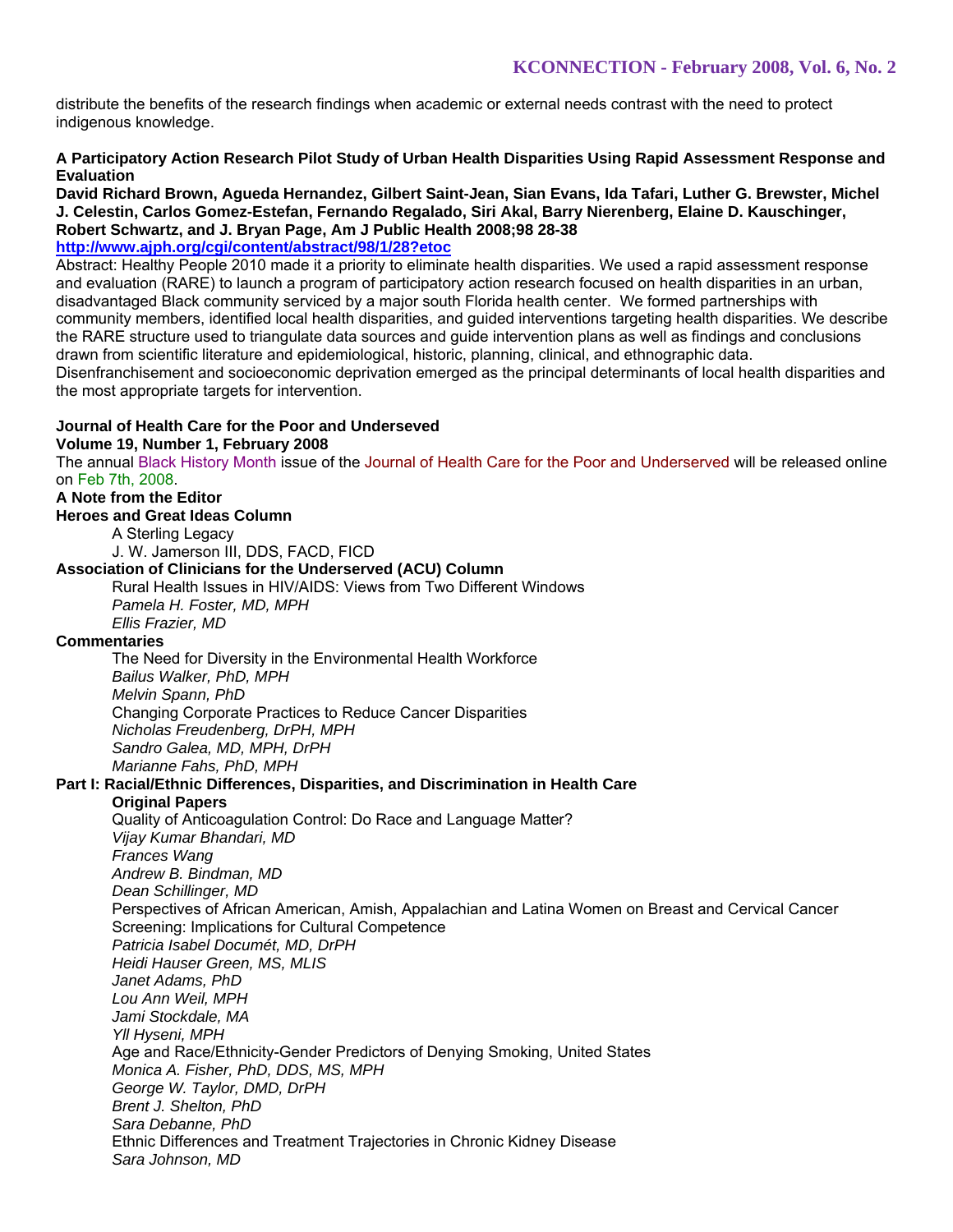distribute the benefits of the research findings when academic or external needs contrast with the need to protect indigenous knowledge.

**A Participatory Action Research Pilot Study of Urban Health Disparities Using Rapid Assessment Response and Evaluation**

**David Richard Brown, Agueda Hernandez, Gilbert Saint-Jean, Sian Evans, Ida Tafari, Luther G. Brewster, Michel J. Celestin, Carlos Gomez-Estefan, Fernando Regalado, Siri Akal, Barry Nierenberg, Elaine D. Kauschinger, Robert Schwartz, and J. Bryan Page, Am J Public Health 2008;98 28-38**

**http://www.ajph.org/cgi/content/abstract/98/1/28?etoc**

Abstract: Healthy People 2010 made it a priority to eliminate health disparities. We used a rapid assessment response and evaluation (RARE) to launch a program of participatory action research focused on health disparities in an urban, disadvantaged Black community serviced by a major south Florida health center. We formed partnerships with community members, identified local health disparities, and guided interventions targeting health disparities. We describe the RARE structure used to triangulate data sources and guide intervention plans as well as findings and conclusions drawn from scientific literature and epidemiological, historic, planning, clinical, and ethnographic data. Disenfranchisement and socioeconomic deprivation emerged as the principal determinants of local health disparities and the most appropriate targets for intervention.

**Journal of Health Care for the Poor and Underseved**
**Volume 19, Number 1, February 2008**

The annual Black History Month issue of the Journal of Health Care for the Poor and Underserved will be released online on Feb 7th, 2008.

**A Note from the Editor**

**Heroes and Great Ideas Column**

A Sterling Legacy
J. W. Jamerson III, DDS, FACD, FICD

**Association of Clinicians for the Underserved (ACU) Column**

Rural Health Issues in HIV/AIDS: Views from Two Different Windows
*Pamela H. Foster, MD, MPH*
*Ellis Frazier, MD*

**Commentaries**

The Need for Diversity in the Environmental Health Workforce
*Bailus Walker, PhD, MPH*
*Melvin Spann, PhD*

Changing Corporate Practices to Reduce Cancer Disparities
*Nicholas Freudenberg, DrPH, MPH*
*Sandro Galea, MD, MPH, DrPH*
*Marianne Fahs, PhD, MPH*

**Part I: Racial/Ethnic Differences, Disparities, and Discrimination in Health Care**

**Original Papers**

Quality of Anticoagulation Control: Do Race and Language Matter?
*Vijay Kumar Bhandari, MD*
*Frances Wang*
*Andrew B. Bindman, MD*
*Dean Schillinger, MD*

Perspectives of African American, Amish, Appalachian and Latina Women on Breast and Cervical Cancer Screening: Implications for Cultural Competence
*Patricia Isabel Documét, MD, DrPH*
*Heidi Hauser Green, MS, MLIS*
*Janet Adams, PhD*
*Lou Ann Weil, MPH*
*Jami Stockdale, MA*
*Yll Hyseni, MPH*

Age and Race/Ethnicity-Gender Predictors of Denying Smoking, United States
*Monica A. Fisher, PhD, DDS, MS, MPH*
*George W. Taylor, DMD, DrPH*
*Brent J. Shelton, PhD*
*Sara Debanne, PhD*

Ethnic Differences and Treatment Trajectories in Chronic Kidney Disease
*Sara Johnson, MD*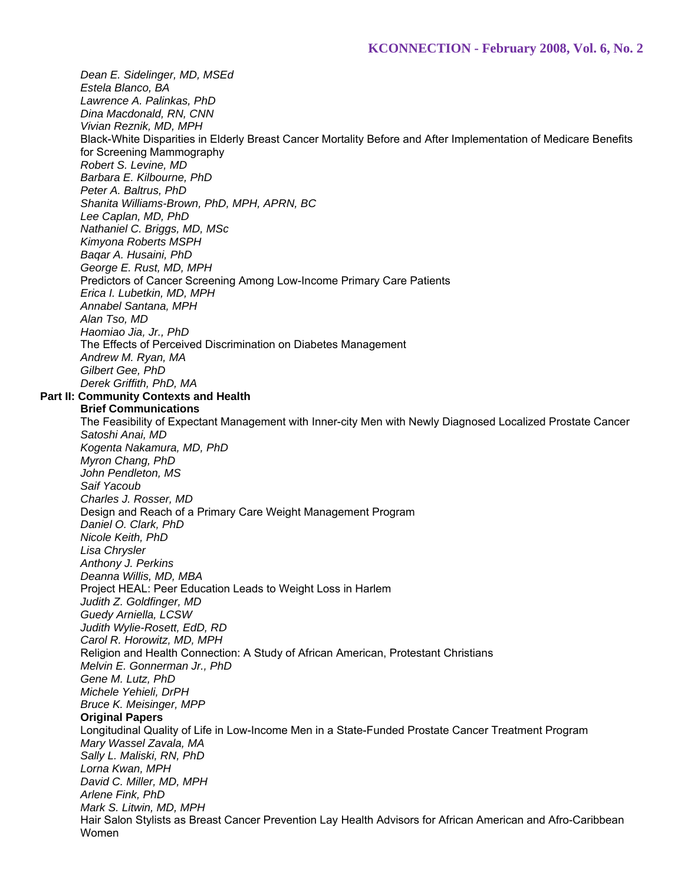*Dean E. Sidelinger, MD, MSEd*
*Estela Blanco, BA*
*Lawrence A. Palinkas, PhD*
*Dina Macdonald, RN, CNN*
*Vivian Reznik, MD, MPH*

Black-White Disparities in Elderly Breast Cancer Mortality Before and After Implementation of Medicare Benefits for Screening Mammography

*Robert S. Levine, MD*
*Barbara E. Kilbourne, PhD*
*Peter A. Baltrus, PhD*
*Shanita Williams-Brown, PhD, MPH, APRN, BC*
*Lee Caplan, MD, PhD*
*Nathaniel C. Briggs, MD, MSc*
*Kimyona Roberts MSPH*
*Baqar A. Husaini, PhD*
*George E. Rust, MD, MPH*

Predictors of Cancer Screening Among Low-Income Primary Care Patients

*Erica I. Lubetkin, MD, MPH*
*Annabel Santana, MPH*
*Alan Tso, MD*
*Haomiao Jia, Jr., PhD*

The Effects of Perceived Discrimination on Diabetes Management

*Andrew M. Ryan, MA*
*Gilbert Gee, PhD*
*Derek Griffith, PhD, MA*

**Part II: Community Contexts and Health**

**Brief Communications**

The Feasibility of Expectant Management with Inner-city Men with Newly Diagnosed Localized Prostate Cancer

*Satoshi Anai, MD*
*Kogenta Nakamura, MD, PhD*
*Myron Chang, PhD*
*John Pendleton, MS*
*Saif Yacoub*
*Charles J. Rosser, MD*

Design and Reach of a Primary Care Weight Management Program

*Daniel O. Clark, PhD*
*Nicole Keith, PhD*
*Lisa Chrysler*
*Anthony J. Perkins*
*Deanna Willis, MD, MBA*

Project HEAL: Peer Education Leads to Weight Loss in Harlem

*Judith Z. Goldfinger, MD*
*Guedy Arniella, LCSW*
*Judith Wylie-Rosett, EdD, RD*
*Carol R. Horowitz, MD, MPH*

Religion and Health Connection: A Study of African American, Protestant Christians

*Melvin E. Gonnerman Jr., PhD*
*Gene M. Lutz, PhD*
*Michele Yehieli, DrPH*
*Bruce K. Meisinger, MPP*

**Original Papers**

Longitudinal Quality of Life in Low-Income Men in a State-Funded Prostate Cancer Treatment Program

*Mary Wassel Zavala, MA*
*Sally L. Maliski, RN, PhD*
*Lorna Kwan, MPH*
*David C. Miller, MD, MPH*
*Arlene Fink, PhD*
*Mark S. Litwin, MD, MPH*

Hair Salon Stylists as Breast Cancer Prevention Lay Health Advisors for African American and Afro-Caribbean Women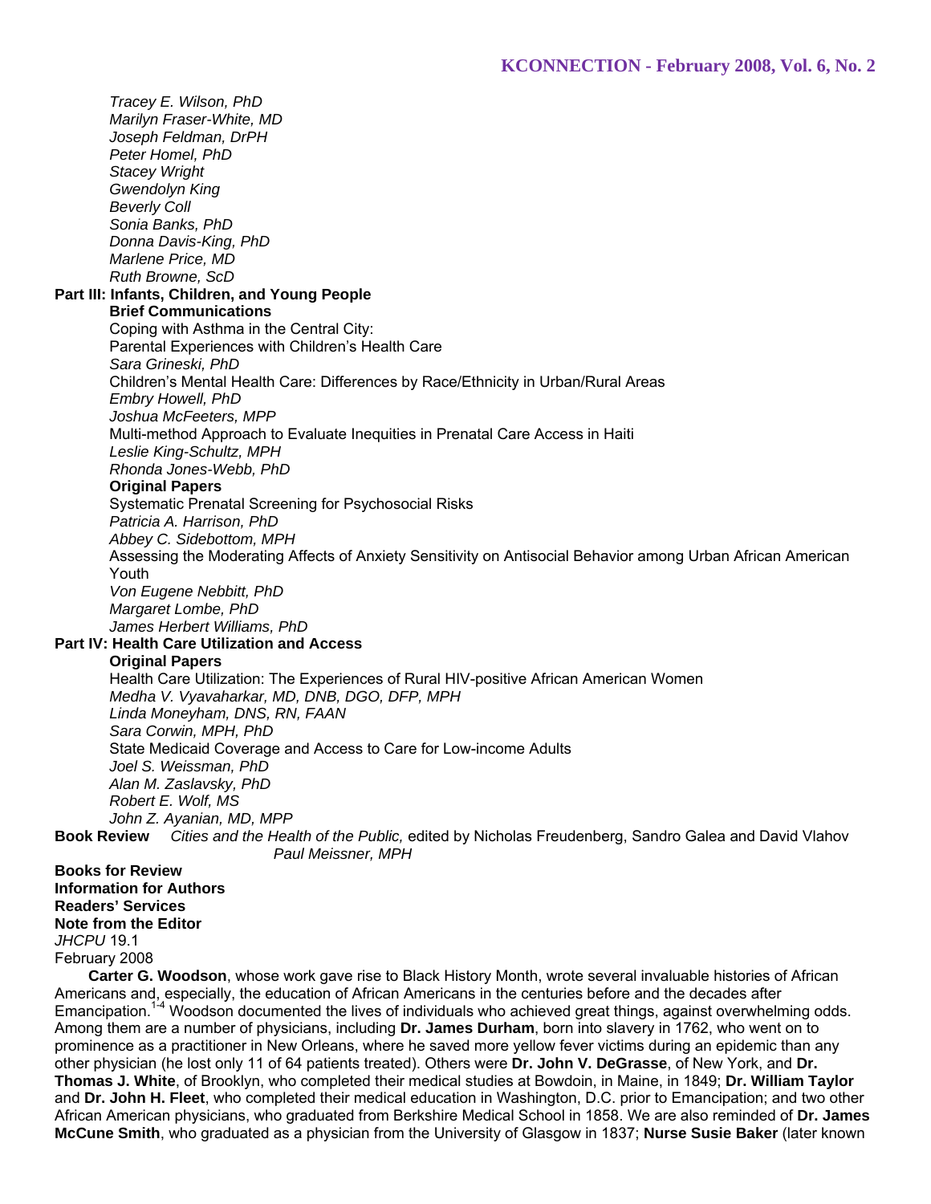*Tracey E. Wilson, PhD*
*Marilyn Fraser-White, MD*
*Joseph Feldman, DrPH*
*Peter Homel, PhD*
*Stacey Wright*
*Gwendolyn King*
*Beverly Coll*
*Sonia Banks, PhD*
*Donna Davis-King, PhD*
*Marlene Price, MD*
*Ruth Browne, ScD*

**Part III: Infants, Children, and Young People**

**Brief Communications**

Coping with Asthma in the Central City:
Parental Experiences with Children's Health Care
*Sara Grineski, PhD*

Children's Mental Health Care: Differences by Race/Ethnicity in Urban/Rural Areas
*Embry Howell, PhD*
*Joshua McFeeters, MPP*

Multi-method Approach to Evaluate Inequities in Prenatal Care Access in Haiti
*Leslie King-Schultz, MPH*
*Rhonda Jones-Webb, PhD*

**Original Papers**

Systematic Prenatal Screening for Psychosocial Risks
*Patricia A. Harrison, PhD*
*Abbey C. Sidebottom, MPH*

Assessing the Moderating Affects of Anxiety Sensitivity on Antisocial Behavior among Urban African American Youth
*Von Eugene Nebbitt, PhD*
*Margaret Lombe, PhD*
*James Herbert Williams, PhD*

**Part IV: Health Care Utilization and Access**

**Original Papers**

Health Care Utilization: The Experiences of Rural HIV-positive African American Women
*Medha V. Vyavaharkar, MD, DNB, DGO, DFP, MPH*
*Linda Moneyham, DNS, RN, FAAN*
*Sara Corwin, MPH, PhD*

State Medicaid Coverage and Access to Care for Low-income Adults
*Joel S. Weissman, PhD*
*Alan M. Zaslavsky, PhD*
*Robert E. Wolf, MS*
*John Z. Ayanian, MD, MPP*

**Book Review** *Cities and the Health of the Public,* edited by Nicholas Freudenberg, Sandro Galea and David Vlahov
*Paul Meissner, MPH*

**Books for Review**
**Information for Authors**
**Readers' Services**
**Note from the Editor**

*JHCPU* 19.1
February 2008

**Carter G. Woodson**, whose work gave rise to Black History Month, wrote several invaluable histories of African Americans and, especially, the education of African Americans in the centuries before and the decades after Emancipation.[1-4] Woodson documented the lives of individuals who achieved great things, against overwhelming odds. Among them are a number of physicians, including **Dr. James Durham**, born into slavery in 1762, who went on to prominence as a practitioner in New Orleans, where he saved more yellow fever victims during an epidemic than any other physician (he lost only 11 of 64 patients treated). Others were **Dr. John V. DeGrasse**, of New York, and **Dr. Thomas J. White**, of Brooklyn, who completed their medical studies at Bowdoin, in Maine, in 1849; **Dr. William Taylor** and **Dr. John H. Fleet**, who completed their medical education in Washington, D.C. prior to Emancipation; and two other African American physicians, who graduated from Berkshire Medical School in 1858. We are also reminded of **Dr. James McCune Smith**, who graduated as a physician from the University of Glasgow in 1837; **Nurse Susie Baker** (later known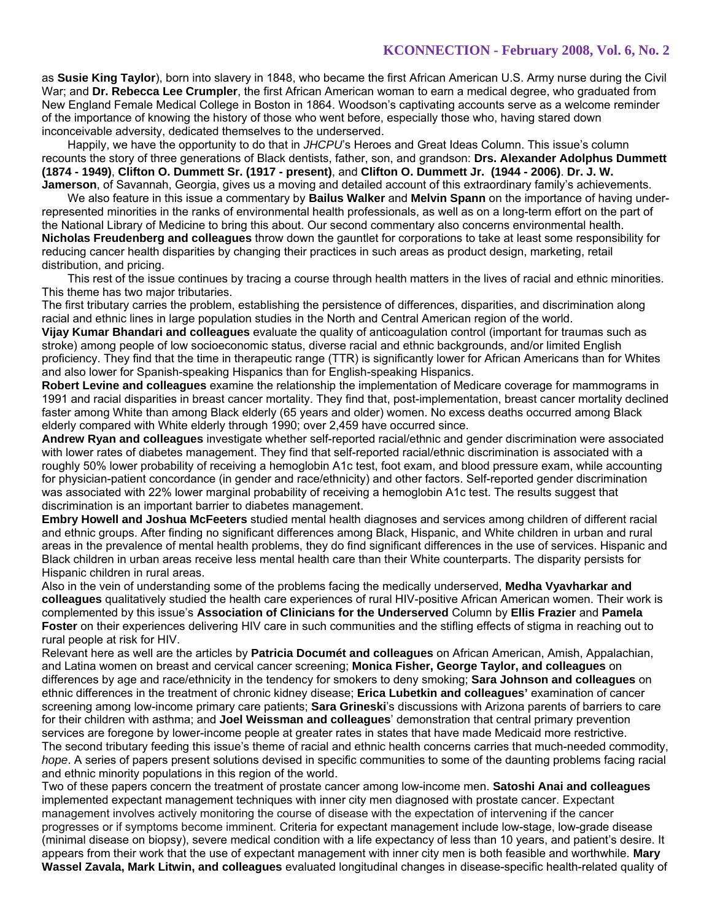as **Susie King Taylor**), born into slavery in 1848, who became the first African American U.S. Army nurse during the Civil War; and **Dr. Rebecca Lee Crumpler**, the first African American woman to earn a medical degree, who graduated from New England Female Medical College in Boston in 1864. Woodson's captivating accounts serve as a welcome reminder of the importance of knowing the history of those who went before, especially those who, having stared down inconceivable adversity, dedicated themselves to the underserved.

Happily, we have the opportunity to do that in *JHCPU*'s Heroes and Great Ideas Column. This issue's column recounts the story of three generations of Black dentists, father, son, and grandson: **Drs. Alexander Adolphus Dummett (1874 - 1949)**, **Clifton O. Dummett Sr. (1917 - present)**, and **Clifton O. Dummett Jr. (1944 - 2006)**. **Dr. J. W. Jamerson**, of Savannah, Georgia, gives us a moving and detailed account of this extraordinary family's achievements.

We also feature in this issue a commentary by **Bailus Walker** and **Melvin Spann** on the importance of having under-represented minorities in the ranks of environmental health professionals, as well as on a long-term effort on the part of the National Library of Medicine to bring this about. Our second commentary also concerns environmental health. **Nicholas Freudenberg and colleagues** throw down the gauntlet for corporations to take at least some responsibility for reducing cancer health disparities by changing their practices in such areas as product design, marketing, retail distribution, and pricing.

This rest of the issue continues by tracing a course through health matters in the lives of racial and ethnic minorities. This theme has two major tributaries.

The first tributary carries the problem, establishing the persistence of differences, disparities, and discrimination along racial and ethnic lines in large population studies in the North and Central American region of the world.

**Vijay Kumar Bhandari and colleagues** evaluate the quality of anticoagulation control (important for traumas such as stroke) among people of low socioeconomic status, diverse racial and ethnic backgrounds, and/or limited English proficiency. They find that the time in therapeutic range (TTR) is significantly lower for African Americans than for Whites and also lower for Spanish-speaking Hispanics than for English-speaking Hispanics.

**Robert Levine and colleagues** examine the relationship the implementation of Medicare coverage for mammograms in 1991 and racial disparities in breast cancer mortality. They find that, post-implementation, breast cancer mortality declined faster among White than among Black elderly (65 years and older) women. No excess deaths occurred among Black elderly compared with White elderly through 1990; over 2,459 have occurred since.

**Andrew Ryan and colleagues** investigate whether self-reported racial/ethnic and gender discrimination were associated with lower rates of diabetes management. They find that self-reported racial/ethnic discrimination is associated with a roughly 50% lower probability of receiving a hemoglobin A1c test, foot exam, and blood pressure exam, while accounting for physician-patient concordance (in gender and race/ethnicity) and other factors. Self-reported gender discrimination was associated with 22% lower marginal probability of receiving a hemoglobin A1c test. The results suggest that discrimination is an important barrier to diabetes management.

**Embry Howell and Joshua McFeeters** studied mental health diagnoses and services among children of different racial and ethnic groups. After finding no significant differences among Black, Hispanic, and White children in urban and rural areas in the prevalence of mental health problems, they do find significant differences in the use of services. Hispanic and Black children in urban areas receive less mental health care than their White counterparts. The disparity persists for Hispanic children in rural areas.

Also in the vein of understanding some of the problems facing the medically underserved, **Medha Vyavharkar and colleagues** qualitatively studied the health care experiences of rural HIV-positive African American women. Their work is complemented by this issue's **Association of Clinicians for the Underserved** Column by **Ellis Frazier** and **Pamela Foster** on their experiences delivering HIV care in such communities and the stifling effects of stigma in reaching out to rural people at risk for HIV.

Relevant here as well are the articles by **Patricia Documét and colleagues** on African American, Amish, Appalachian, and Latina women on breast and cervical cancer screening; **Monica Fisher, George Taylor, and colleagues** on differences by age and race/ethnicity in the tendency for smokers to deny smoking; **Sara Johnson and colleagues** on ethnic differences in the treatment of chronic kidney disease; **Erica Lubetkin and colleagues'** examination of cancer screening among low-income primary care patients; **Sara Grineski**'s discussions with Arizona parents of barriers to care for their children with asthma; and **Joel Weissman and colleagues**' demonstration that central primary prevention services are foregone by lower-income people at greater rates in states that have made Medicaid more restrictive.

The second tributary feeding this issue's theme of racial and ethnic health concerns carries that much-needed commodity, *hope*. A series of papers present solutions devised in specific communities to some of the daunting problems facing racial and ethnic minority populations in this region of the world.

Two of these papers concern the treatment of prostate cancer among low-income men. **Satoshi Anai and colleagues** implemented expectant management techniques with inner city men diagnosed with prostate cancer. Expectant management involves actively monitoring the course of disease with the expectation of intervening if the cancer progresses or if symptoms become imminent. Criteria for expectant management include low-stage, low-grade disease (minimal disease on biopsy), severe medical condition with a life expectancy of less than 10 years, and patient's desire. It appears from their work that the use of expectant management with inner city men is both feasible and worthwhile. **Mary Wassel Zavala, Mark Litwin, and colleagues** evaluated longitudinal changes in disease-specific health-related quality of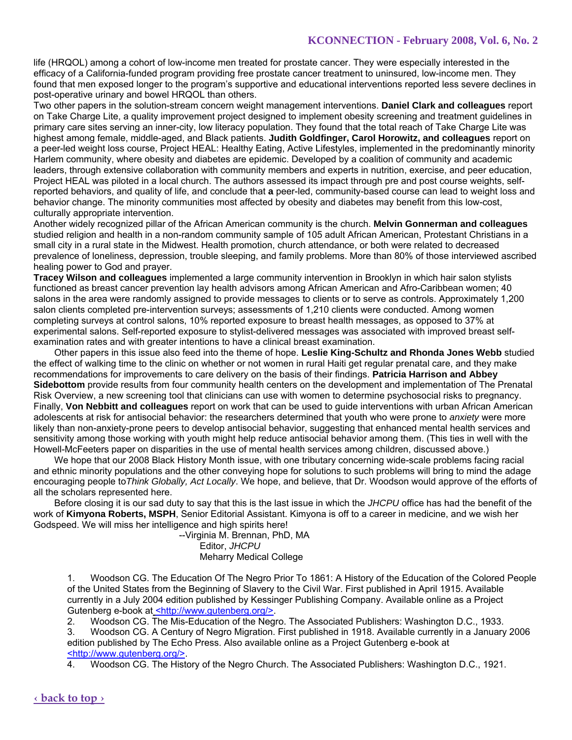life (HRQOL) among a cohort of low-income men treated for prostate cancer. They were especially interested in the efficacy of a California-funded program providing free prostate cancer treatment to uninsured, low-income men. They found that men exposed longer to the program's supportive and educational interventions reported less severe declines in post-operative urinary and bowel HRQOL than others.

Two other papers in the solution-stream concern weight management interventions. **Daniel Clark and colleagues** report on Take Charge Lite, a quality improvement project designed to implement obesity screening and treatment guidelines in primary care sites serving an inner-city, low literacy population. They found that the total reach of Take Charge Lite was highest among female, middle-aged, and Black patients. **Judith Goldfinger, Carol Horowitz, and colleagues** report on a peer-led weight loss course, Project HEAL: Healthy Eating, Active Lifestyles, implemented in the predominantly minority Harlem community, where obesity and diabetes are epidemic. Developed by a coalition of community and academic leaders, through extensive collaboration with community members and experts in nutrition, exercise, and peer education, Project HEAL was piloted in a local church. The authors assessed its impact through pre and post course weights, self-reported behaviors, and quality of life, and conclude that **a** peer-led, community-based course can lead to weight loss and behavior change. The minority communities most affected by obesity and diabetes may benefit from this low-cost, culturally appropriate intervention.

Another widely recognized pillar of the African American community is the church. **Melvin Gonnerman and colleagues** studied religion and health in a non-random community sample of 105 adult African American, Protestant Christians in a small city in a rural state in the Midwest. Health promotion, church attendance, or both were related to decreased prevalence of loneliness, depression, trouble sleeping, and family problems. More than 80% of those interviewed ascribed healing power to God and prayer.

**Tracey Wilson and colleagues** implemented a large community intervention in Brooklyn in which hair salon stylists functioned as breast cancer prevention lay health advisors among African American and Afro-Caribbean women; 40 salons in the area were randomly assigned to provide messages to clients or to serve as controls. Approximately 1,200 salon clients completed pre-intervention surveys; assessments of 1,210 clients were conducted. Among women completing surveys at control salons, 10% reported exposure to breast health messages, as opposed to 37% at experimental salons. Self-reported exposure to stylist-delivered messages was associated with improved breast self-examination rates and with greater intentions to have a clinical breast examination.

Other papers in this issue also feed into the theme of hope. **Leslie King-Schultz and Rhonda Jones Webb** studied the effect of walking time to the clinic on whether or not women in rural Haiti get regular prenatal care, and they make recommendations for improvements to care delivery on the basis of their findings. **Patricia Harrison and Abbey Sidebottom** provide results from four community health centers on the development and implementation of The Prenatal Risk Overview, a new screening tool that clinicians can use with women to determine psychosocial risks to pregnancy. Finally, **Von Nebbitt and colleagues** report on work that can be used to guide interventions with urban African American adolescents at risk for antisocial behavior: the researchers determined that youth who were prone to *anxiety* were more likely than non-anxiety-prone peers to develop antisocial behavior, suggesting that enhanced mental health services and sensitivity among those working with youth might help reduce antisocial behavior among them. (This ties in well with the Howell-McFeeters paper on disparities in the use of mental health services among children, discussed above.)

We hope that our 2008 Black History Month issue, with one tributary concerning wide-scale problems facing racial and ethnic minority populations and the other conveying hope for solutions to such problems will bring to mind the adage encouraging people to*Think Globally, Act Locally*. We hope, and believe, that Dr. Woodson would approve of the efforts of all the scholars represented here.

Before closing it is our sad duty to say that this is the last issue in which the *JHCPU* office has had the benefit of the work of **Kimyona Roberts, MSPH**, Senior Editorial Assistant. Kimyona is off to a career in medicine, and we wish her Godspeed. We will miss her intelligence and high spirits here!

--Virginia M. Brennan, PhD, MA
Editor, *JHCPU*
Meharry Medical College

1. Woodson CG. The Education Of The Negro Prior To 1861: A History of the Education of the Colored People of the United States from the Beginning of Slavery to the Civil War. First published in April 1915. Available currently in a July 2004 edition published by Kessinger Publishing Company. Available online as a Project Gutenberg e-book at <http://www.gutenberg.org/>.
2. Woodson CG. The Mis-Education of the Negro. The Associated Publishers: Washington D.C., 1933.
3. Woodson CG. A Century of Negro Migration. First published in 1918. Available currently in a January 2006 edition published by The Echo Press. Also available online as a Project Gutenberg e-book at <http://www.gutenberg.org/>.
4. Woodson CG. The History of the Negro Church. The Associated Publishers: Washington D.C., 1921.

‹ back to top ›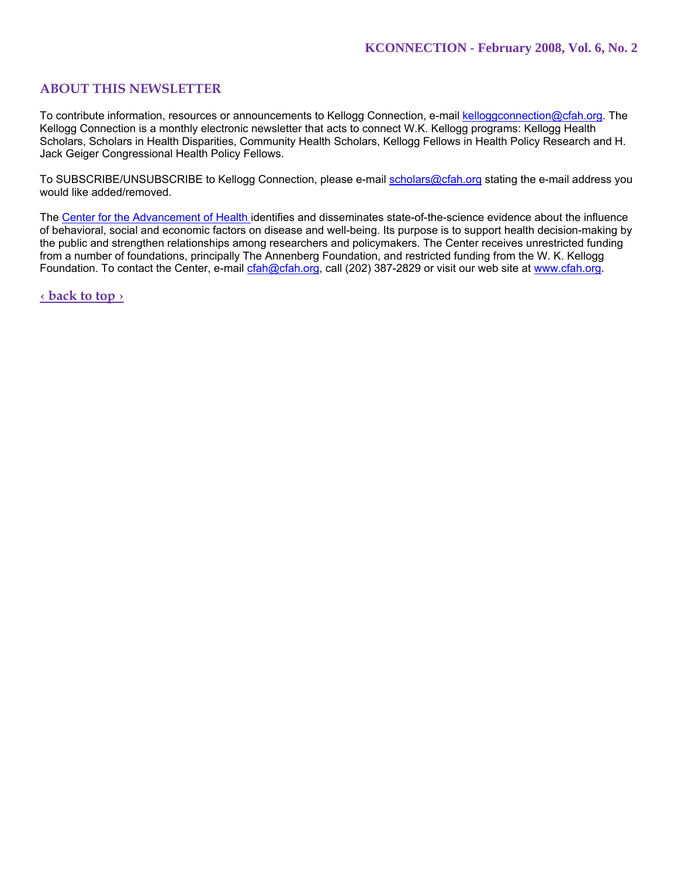## ABOUT THIS NEWSLETTER

To contribute information, resources or announcements to Kellogg Connection, e-mail kelloggconnection@cfah.org. The Kellogg Connection is a monthly electronic newsletter that acts to connect W.K. Kellogg programs: Kellogg Health Scholars, Scholars in Health Disparities, Community Health Scholars, Kellogg Fellows in Health Policy Research and H. Jack Geiger Congressional Health Policy Fellows.

To SUBSCRIBE/UNSUBSCRIBE to Kellogg Connection, please e-mail scholars@cfah.org stating the e-mail address you would like added/removed.

The Center for the Advancement of Health identifies and disseminates state-of-the-science evidence about the influence of behavioral, social and economic factors on disease and well-being. Its purpose is to support health decision-making by the public and strengthen relationships among researchers and policymakers. The Center receives unrestricted funding from a number of foundations, principally The Annenberg Foundation, and restricted funding from the W. K. Kellogg Foundation. To contact the Center, e-mail cfah@cfah.org, call (202) 387-2829 or visit our web site at www.cfah.org.

‹ back to top ›